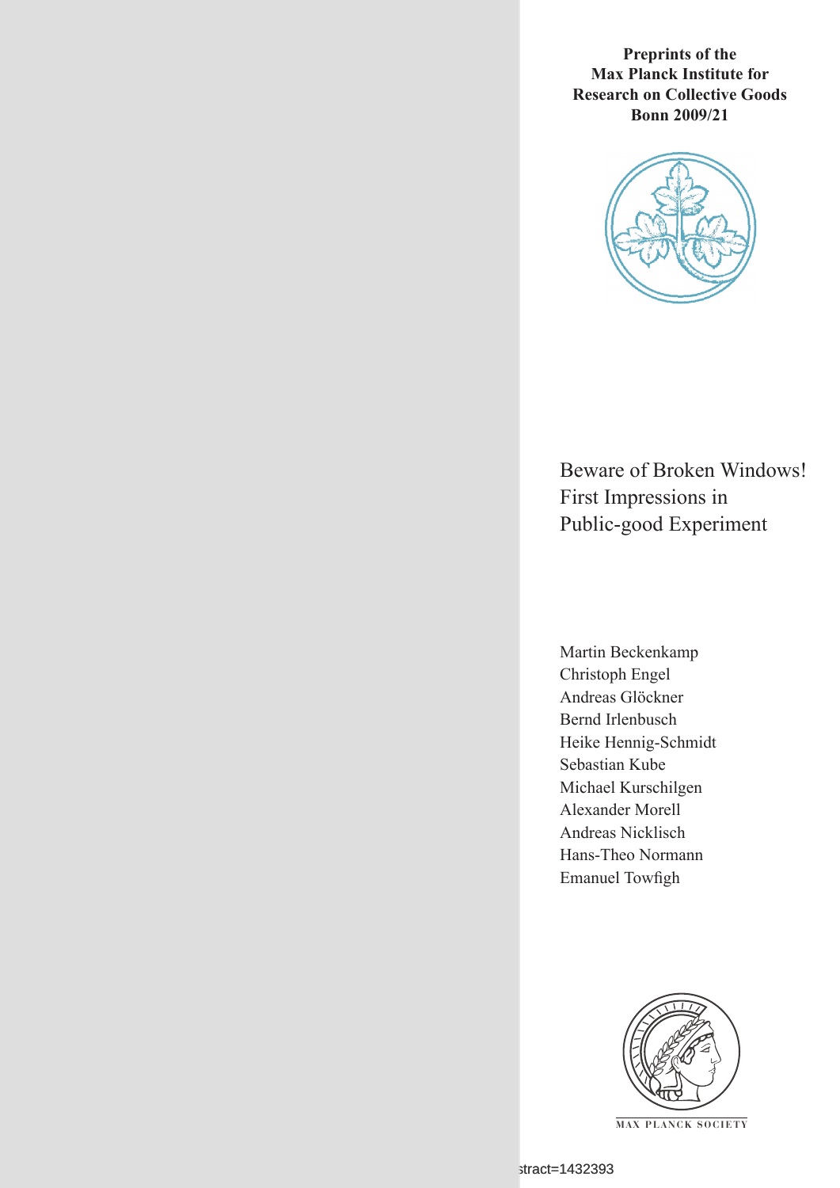**Preprints of the Max Planck Institute for Research on Collective Goods Bonn 2009/21**

# Beware of Broken Windows! First Impressions in Public-good Experiment

Martin Beckenkamp
Christoph Engel
Andreas Glöckner
Bernd Irlenbusch
Heike Hennig-Schmidt
Sebastian Kube
Michael Kurschilgen
Alexander Morell
Andreas Nicklisch
Hans-Theo Normann
Emanuel Towfigh

MAX PLANCK SOCIETY

stract=1432393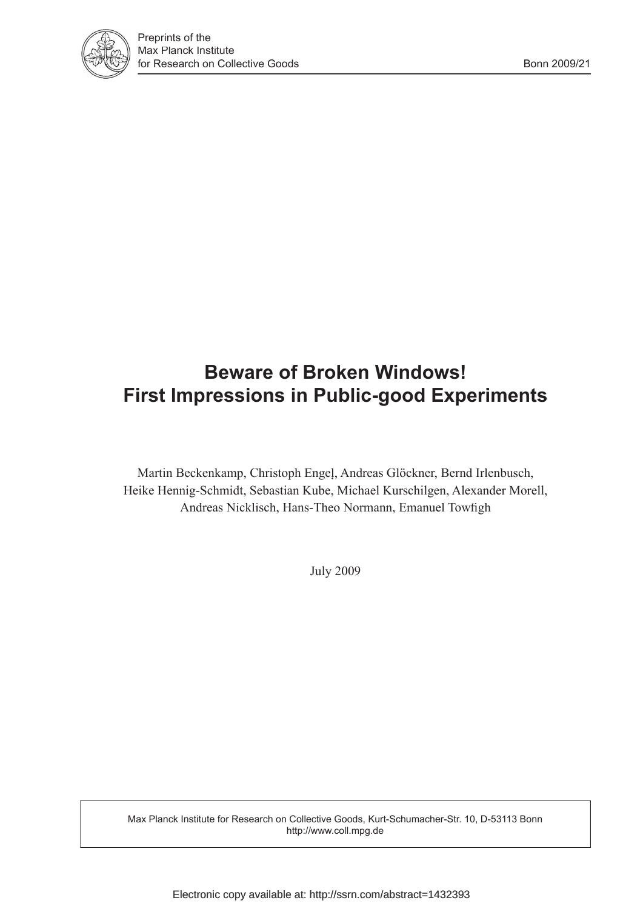# Beware of Broken Windows! First Impressions in Public-good Experiments

Martin Beckenkamp, Christoph Engel, Andreas Glöckner, Bernd Irlenbusch, Heike Hennig-Schmidt, Sebastian Kube, Michael Kurschilgen, Alexander Morell, Andreas Nicklisch, Hans-Theo Normann, Emanuel Towfigh

July 2009

Max Planck Institute for Research on Collective Goods, Kurt-Schumacher-Str. 10, D-53113 Bonn
http://www.coll.mpg.de

Electronic copy available at: http://ssrn.com/abstract=1432393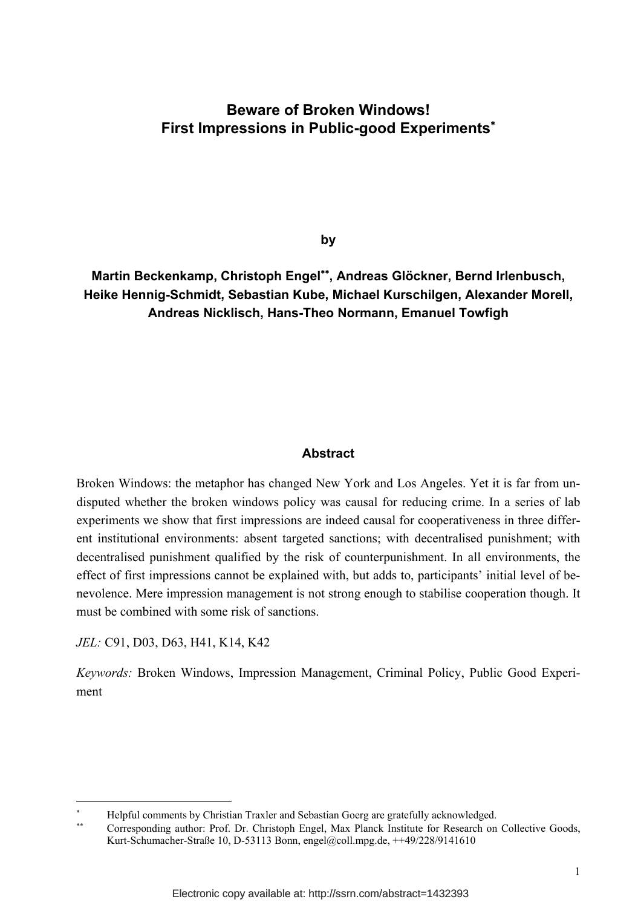# Beware of Broken Windows!
# First Impressions in Public-good Experiments*

by

**Martin Beckenkamp, Christoph Engel\*\*, Andreas Glöckner, Bernd Irlenbusch, Heike Hennig-Schmidt, Sebastian Kube, Michael Kurschilgen, Alexander Morell, Andreas Nicklisch, Hans-Theo Normann, Emanuel Towfigh**

## Abstract

Broken Windows: the metaphor has changed New York and Los Angeles. Yet it is far from undisputed whether the broken windows policy was causal for reducing crime. In a series of lab experiments we show that first impressions are indeed causal for cooperativeness in three different institutional environments: absent targeted sanctions; with decentralised punishment; with decentralised punishment qualified by the risk of counterpunishment. In all environments, the effect of first impressions cannot be explained with, but adds to, participants' initial level of benevolence. Mere impression management is not strong enough to stabilise cooperation though. It must be combined with some risk of sanctions.

*JEL:* C91, D03, D63, H41, K14, K42

*Keywords:* Broken Windows, Impression Management, Criminal Policy, Public Good Experiment

---

\* Helpful comments by Christian Traxler and Sebastian Goerg are gratefully acknowledged.

\*\* Corresponding author: Prof. Dr. Christoph Engel, Max Planck Institute for Research on Collective Goods, Kurt-Schumacher-Straße 10, D-53113 Bonn, engel@coll.mpg.de, ++49/228/9141610

Electronic copy available at: http://ssrn.com/abstract=1432393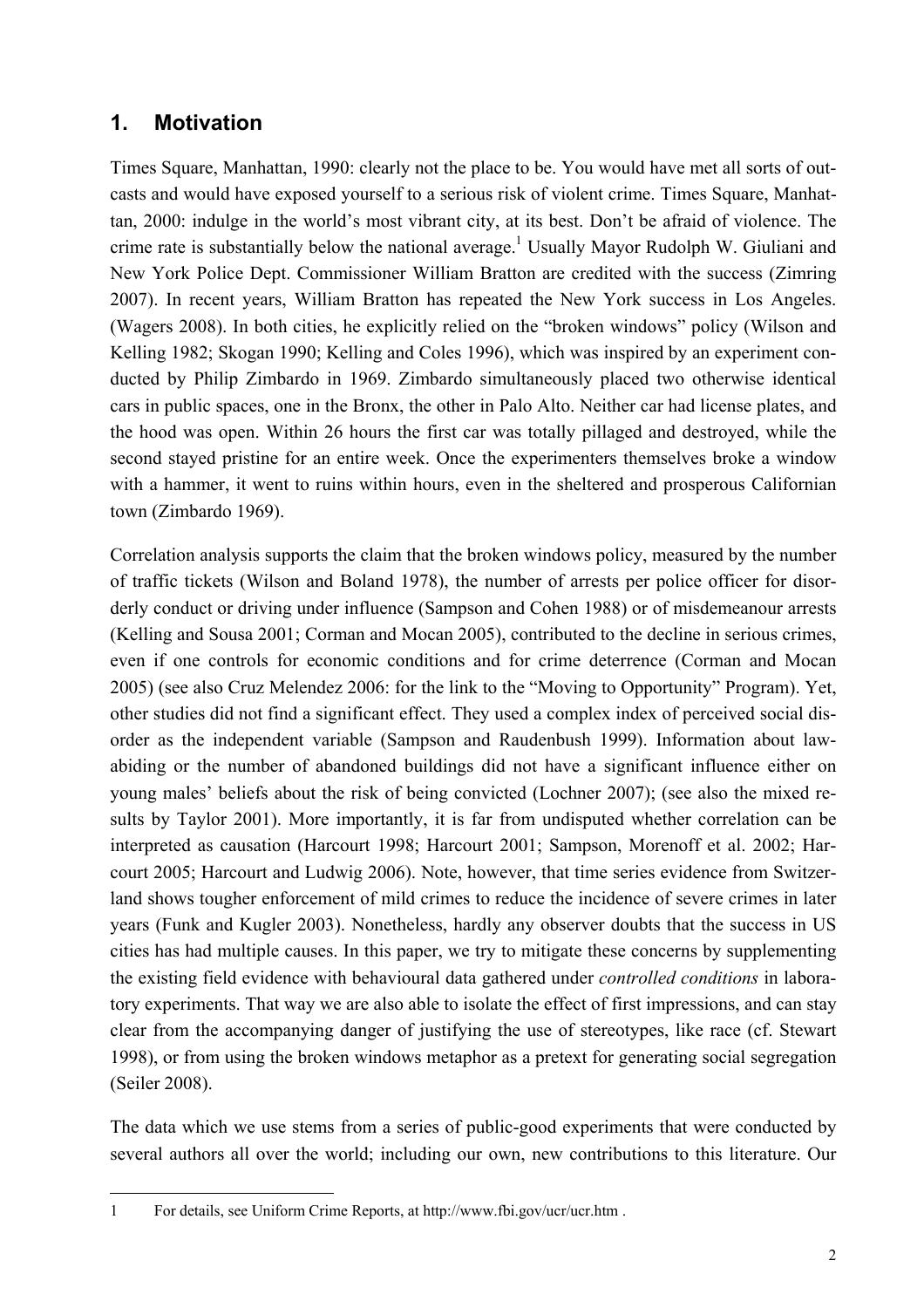## 1. Motivation

Times Square, Manhattan, 1990: clearly not the place to be. You would have met all sorts of outcasts and would have exposed yourself to a serious risk of violent crime. Times Square, Manhattan, 2000: indulge in the world's most vibrant city, at its best. Don't be afraid of violence. The crime rate is substantially below the national average.[1] Usually Mayor Rudolph W. Giuliani and New York Police Dept. Commissioner William Bratton are credited with the success (Zimring 2007). In recent years, William Bratton has repeated the New York success in Los Angeles. (Wagers 2008). In both cities, he explicitly relied on the "broken windows" policy (Wilson and Kelling 1982; Skogan 1990; Kelling and Coles 1996), which was inspired by an experiment conducted by Philip Zimbardo in 1969. Zimbardo simultaneously placed two otherwise identical cars in public spaces, one in the Bronx, the other in Palo Alto. Neither car had license plates, and the hood was open. Within 26 hours the first car was totally pillaged and destroyed, while the second stayed pristine for an entire week. Once the experimenters themselves broke a window with a hammer, it went to ruins within hours, even in the sheltered and prosperous Californian town (Zimbardo 1969).

Correlation analysis supports the claim that the broken windows policy, measured by the number of traffic tickets (Wilson and Boland 1978), the number of arrests per police officer for disorderly conduct or driving under influence (Sampson and Cohen 1988) or of misdemeanour arrests (Kelling and Sousa 2001; Corman and Mocan 2005), contributed to the decline in serious crimes, even if one controls for economic conditions and for crime deterrence (Corman and Mocan 2005) (see also Cruz Melendez 2006: for the link to the "Moving to Opportunity" Program). Yet, other studies did not find a significant effect. They used a complex index of perceived social disorder as the independent variable (Sampson and Raudenbush 1999). Information about law-abiding or the number of abandoned buildings did not have a significant influence either on young males' beliefs about the risk of being convicted (Lochner 2007); (see also the mixed results by Taylor 2001). More importantly, it is far from undisputed whether correlation can be interpreted as causation (Harcourt 1998; Harcourt 2001; Sampson, Morenoff et al. 2002; Harcourt 2005; Harcourt and Ludwig 2006). Note, however, that time series evidence from Switzerland shows tougher enforcement of mild crimes to reduce the incidence of severe crimes in later years (Funk and Kugler 2003). Nonetheless, hardly any observer doubts that the success in US cities has had multiple causes. In this paper, we try to mitigate these concerns by supplementing the existing field evidence with behavioural data gathered under *controlled conditions* in laboratory experiments. That way we are also able to isolate the effect of first impressions, and can stay clear from the accompanying danger of justifying the use of stereotypes, like race (cf. Stewart 1998), or from using the broken windows metaphor as a pretext for generating social segregation (Seiler 2008).

The data which we use stems from a series of public-good experiments that were conducted by several authors all over the world; including our own, new contributions to this literature. Our

---

1 For details, see Uniform Crime Reports, at http://www.fbi.gov/ucr/ucr.htm .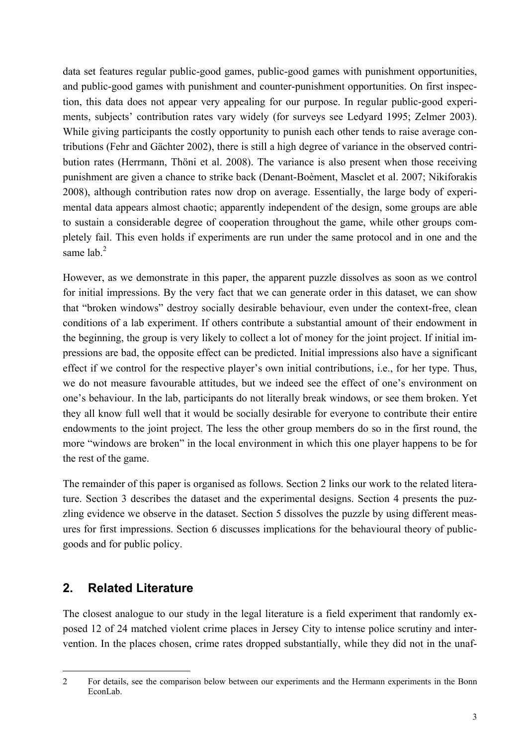data set features regular public-good games, public-good games with punishment opportunities, and public-good games with punishment and counter-punishment opportunities. On first inspection, this data does not appear very appealing for our purpose. In regular public-good experiments, subjects' contribution rates vary widely (for surveys see Ledyard 1995; Zelmer 2003). While giving participants the costly opportunity to punish each other tends to raise average contributions (Fehr and Gächter 2002), there is still a high degree of variance in the observed contribution rates (Herrmann, Thöni et al. 2008). The variance is also present when those receiving punishment are given a chance to strike back (Denant-Boèment, Masclet et al. 2007; Nikiforakis 2008), although contribution rates now drop on average. Essentially, the large body of experimental data appears almost chaotic; apparently independent of the design, some groups are able to sustain a considerable degree of cooperation throughout the game, while other groups completely fail. This even holds if experiments are run under the same protocol and in one and the same lab.[2]

However, as we demonstrate in this paper, the apparent puzzle dissolves as soon as we control for initial impressions. By the very fact that we can generate order in this dataset, we can show that "broken windows" destroy socially desirable behaviour, even under the context-free, clean conditions of a lab experiment. If others contribute a substantial amount of their endowment in the beginning, the group is very likely to collect a lot of money for the joint project. If initial impressions are bad, the opposite effect can be predicted. Initial impressions also have a significant effect if we control for the respective player's own initial contributions, i.e., for her type. Thus, we do not measure favourable attitudes, but we indeed see the effect of one's environment on one's behaviour. In the lab, participants do not literally break windows, or see them broken. Yet they all know full well that it would be socially desirable for everyone to contribute their entire endowments to the joint project. The less the other group members do so in the first round, the more "windows are broken" in the local environment in which this one player happens to be for the rest of the game.

The remainder of this paper is organised as follows. Section 2 links our work to the related literature. Section 3 describes the dataset and the experimental designs. Section 4 presents the puzzling evidence we observe in the dataset. Section 5 dissolves the puzzle by using different measures for first impressions. Section 6 discusses implications for the behavioural theory of public-goods and for public policy.

## 2. Related Literature

The closest analogue to our study in the legal literature is a field experiment that randomly exposed 12 of 24 matched violent crime places in Jersey City to intense police scrutiny and intervention. In the places chosen, crime rates dropped substantially, while they did not in the unaf-

---

2 For details, see the comparison below between our experiments and the Hermann experiments in the Bonn EconLab.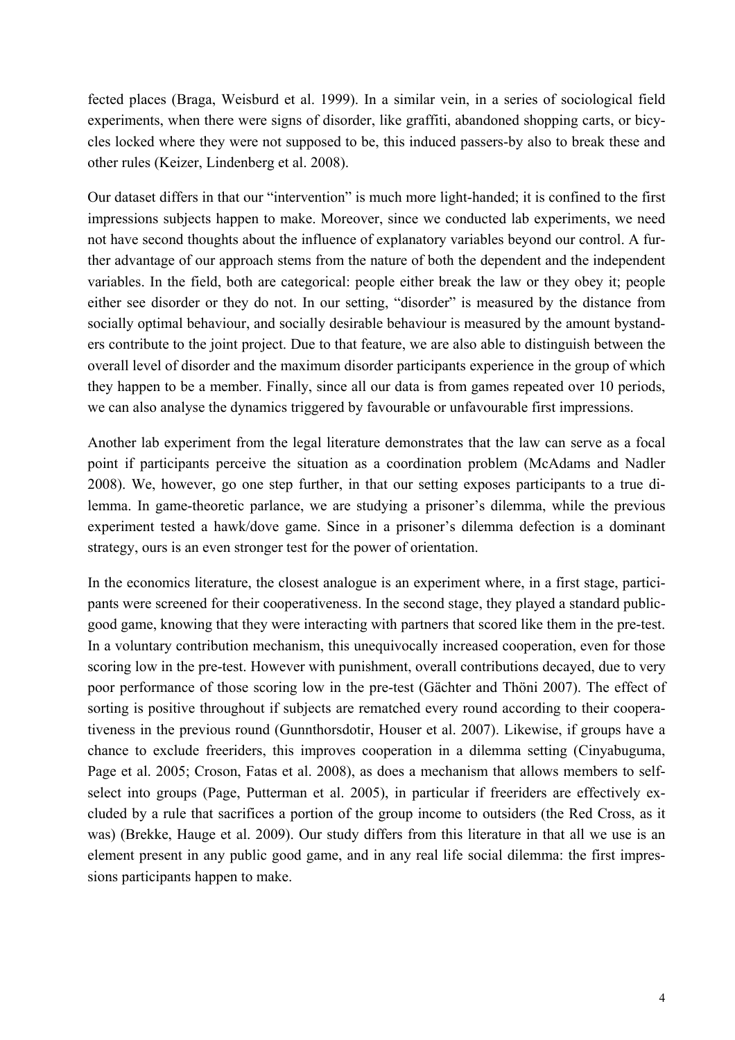fected places (Braga, Weisburd et al. 1999). In a similar vein, in a series of sociological field experiments, when there were signs of disorder, like graffiti, abandoned shopping carts, or bicycles locked where they were not supposed to be, this induced passers-by also to break these and other rules (Keizer, Lindenberg et al. 2008).

Our dataset differs in that our "intervention" is much more light-handed; it is confined to the first impressions subjects happen to make. Moreover, since we conducted lab experiments, we need not have second thoughts about the influence of explanatory variables beyond our control. A further advantage of our approach stems from the nature of both the dependent and the independent variables. In the field, both are categorical: people either break the law or they obey it; people either see disorder or they do not. In our setting, "disorder" is measured by the distance from socially optimal behaviour, and socially desirable behaviour is measured by the amount bystanders contribute to the joint project. Due to that feature, we are also able to distinguish between the overall level of disorder and the maximum disorder participants experience in the group of which they happen to be a member. Finally, since all our data is from games repeated over 10 periods, we can also analyse the dynamics triggered by favourable or unfavourable first impressions.

Another lab experiment from the legal literature demonstrates that the law can serve as a focal point if participants perceive the situation as a coordination problem (McAdams and Nadler 2008). We, however, go one step further, in that our setting exposes participants to a true dilemma. In game-theoretic parlance, we are studying a prisoner's dilemma, while the previous experiment tested a hawk/dove game. Since in a prisoner's dilemma defection is a dominant strategy, ours is an even stronger test for the power of orientation.

In the economics literature, the closest analogue is an experiment where, in a first stage, participants were screened for their cooperativeness. In the second stage, they played a standard public-good game, knowing that they were interacting with partners that scored like them in the pre-test. In a voluntary contribution mechanism, this unequivocally increased cooperation, even for those scoring low in the pre-test. However with punishment, overall contributions decayed, due to very poor performance of those scoring low in the pre-test (Gächter and Thöni 2007). The effect of sorting is positive throughout if subjects are rematched every round according to their cooperativeness in the previous round (Gunnthorsdotir, Houser et al. 2007). Likewise, if groups have a chance to exclude freeriders, this improves cooperation in a dilemma setting (Cinyabuguma, Page et al. 2005; Croson, Fatas et al. 2008), as does a mechanism that allows members to self-select into groups (Page, Putterman et al. 2005), in particular if freeriders are effectively excluded by a rule that sacrifices a portion of the group income to outsiders (the Red Cross, as it was) (Brekke, Hauge et al. 2009). Our study differs from this literature in that all we use is an element present in any public good game, and in any real life social dilemma: the first impressions participants happen to make.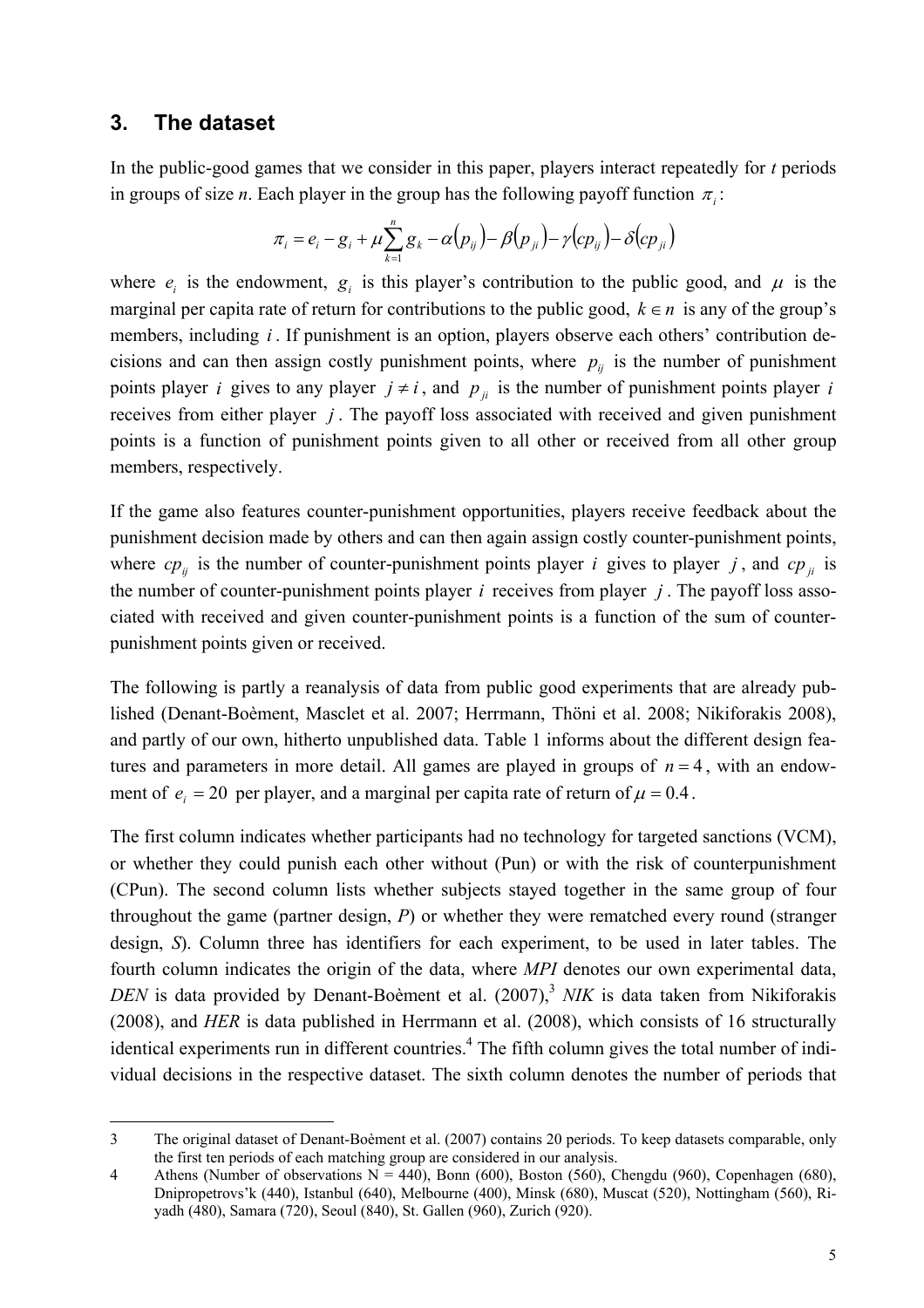## 3. The dataset

In the public-good games that we consider in this paper, players interact repeatedly for *t* periods in groups of size *n*. Each player in the group has the following payoff function $\pi_i$:

$$\pi_i = e_i - g_i + \mu \sum_{k=1}^{n} g_k - \alpha(p_{ij}) - \beta(p_{ji}) - \gamma(cp_{ij}) - \delta(cp_{ji})$$

where $e_i$ is the endowment, $g_i$ is this player's contribution to the public good, and $\mu$ is the marginal per capita rate of return for contributions to the public good, $k \in n$ is any of the group's members, including $i$. If punishment is an option, players observe each others' contribution decisions and can then assign costly punishment points, where $p_{ij}$ is the number of punishment points player $i$ gives to any player $j \neq i$, and $p_{ji}$ is the number of punishment points player $i$ receives from either player $j$. The payoff loss associated with received and given punishment points is a function of punishment points given to all other or received from all other group members, respectively.

If the game also features counter-punishment opportunities, players receive feedback about the punishment decision made by others and can then again assign costly counter-punishment points, where $cp_{ij}$ is the number of counter-punishment points player $i$ gives to player $j$, and $cp_{ji}$ is the number of counter-punishment points player $i$ receives from player $j$. The payoff loss associated with received and given counter-punishment points is a function of the sum of counter-punishment points given or received.

The following is partly a reanalysis of data from public good experiments that are already published (Denant-Boèment, Masclet et al. 2007; Herrmann, Thöni et al. 2008; Nikiforakis 2008), and partly of our own, hitherto unpublished data. Table 1 informs about the different design features and parameters in more detail. All games are played in groups of $n = 4$, with an endowment of $e_i = 20$ per player, and a marginal per capita rate of return of $\mu = 0.4$.

The first column indicates whether participants had no technology for targeted sanctions (VCM), or whether they could punish each other without (Pun) or with the risk of counterpunishment (CPun). The second column lists whether subjects stayed together in the same group of four throughout the game (partner design, *P*) or whether they were rematched every round (stranger design, *S*). Column three has identifiers for each experiment, to be used in later tables. The fourth column indicates the origin of the data, where *MPI* denotes our own experimental data, *DEN* is data provided by Denant-Boèment et al. (2007),[3] *NIK* is data taken from Nikiforakis (2008), and *HER* is data published in Herrmann et al. (2008), which consists of 16 structurally identical experiments run in different countries.[4] The fifth column gives the total number of individual decisions in the respective dataset. The sixth column denotes the number of periods that

---

3 The original dataset of Denant-Boèment et al. (2007) contains 20 periods. To keep datasets comparable, only the first ten periods of each matching group are considered in our analysis.

4 Athens (Number of observations N = 440), Bonn (600), Boston (560), Chengdu (960), Copenhagen (680), Dnipropetrovs'k (440), Istanbul (640), Melbourne (400), Minsk (680), Muscat (520), Nottingham (560), Riyadh (480), Samara (720), Seoul (840), St. Gallen (960), Zurich (920).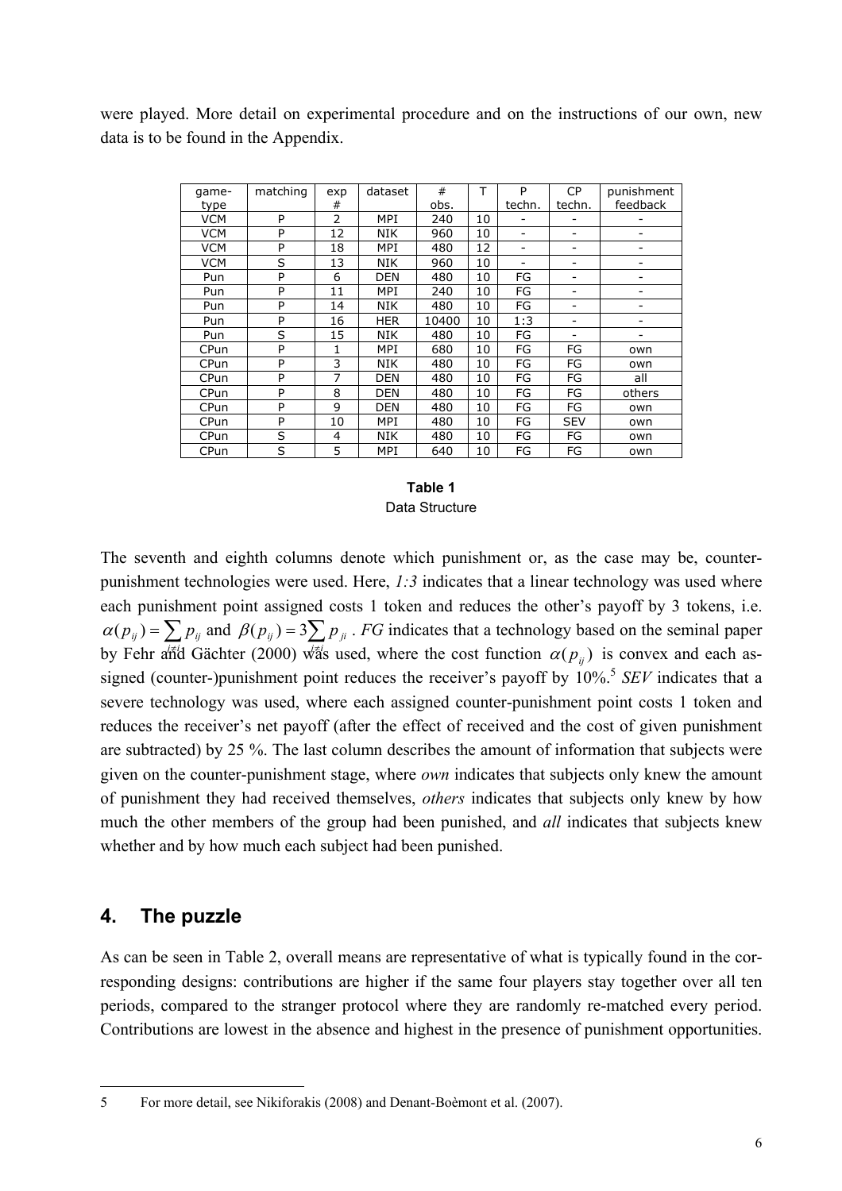were played. More detail on experimental procedure and on the instructions of our own, new data is to be found in the Appendix.

| game-type | matching | exp # | dataset | # obs. | T | P techn. | CP techn. | punishment feedback |
|---|---|---|---|---|---|---|---|---|
| VCM | P | 2 | MPI | 240 | 10 | - | - | - |
| VCM | P | 12 | NIK | 960 | 10 | - | - | - |
| VCM | P | 18 | MPI | 480 | 12 | - | - | - |
| VCM | S | 13 | NIK | 960 | 10 | - | - | - |
| Pun | P | 6 | DEN | 480 | 10 | FG | - | - |
| Pun | P | 11 | MPI | 240 | 10 | FG | - | - |
| Pun | P | 14 | NIK | 480 | 10 | FG | - | - |
| Pun | P | 16 | HER | 10400 | 10 | 1:3 | - | - |
| Pun | S | 15 | NIK | 480 | 10 | FG | - | - |
| CPun | P | 1 | MPI | 680 | 10 | FG | FG | own |
| CPun | P | 3 | NIK | 480 | 10 | FG | FG | own |
| CPun | P | 7 | DEN | 480 | 10 | FG | FG | all |
| CPun | P | 8 | DEN | 480 | 10 | FG | FG | others |
| CPun | P | 9 | DEN | 480 | 10 | FG | FG | own |
| CPun | P | 10 | MPI | 480 | 10 | FG | SEV | own |
| CPun | S | 4 | NIK | 480 | 10 | FG | FG | own |
| CPun | S | 5 | MPI | 640 | 10 | FG | FG | own |

**Table 1**
Data Structure

The seventh and eighth columns denote which punishment or, as the case may be, counter-punishment technologies were used. Here, *1:3* indicates that a linear technology was used where each punishment point assigned costs 1 token and reduces the other's payoff by 3 tokens, i.e. $\alpha(p_{ij}) = \sum_{j \neq i} p_{ij}$ and $\beta(p_{ij}) = 3\sum_{j \neq i} p_{ji}$. *FG* indicates that a technology based on the seminal paper by Fehr and Gächter (2000) was used, where the cost function $\alpha(p_{ij})$ is convex and each assigned (counter-)punishment point reduces the receiver's payoff by 10%.[5] *SEV* indicates that a severe technology was used, where each assigned counter-punishment point costs 1 token and reduces the receiver's net payoff (after the effect of received and the cost of given punishment are subtracted) by 25 %. The last column describes the amount of information that subjects were given on the counter-punishment stage, where *own* indicates that subjects only knew the amount of punishment they had received themselves, *others* indicates that subjects only knew by how much the other members of the group had been punished, and *all* indicates that subjects knew whether and by how much each subject had been punished.

## 4. The puzzle

As can be seen in Table 2, overall means are representative of what is typically found in the corresponding designs: contributions are higher if the same four players stay together over all ten periods, compared to the stranger protocol where they are randomly re-matched every period. Contributions are lowest in the absence and highest in the presence of punishment opportunities.

5 For more detail, see Nikiforakis (2008) and Denant-Boèmont et al. (2007).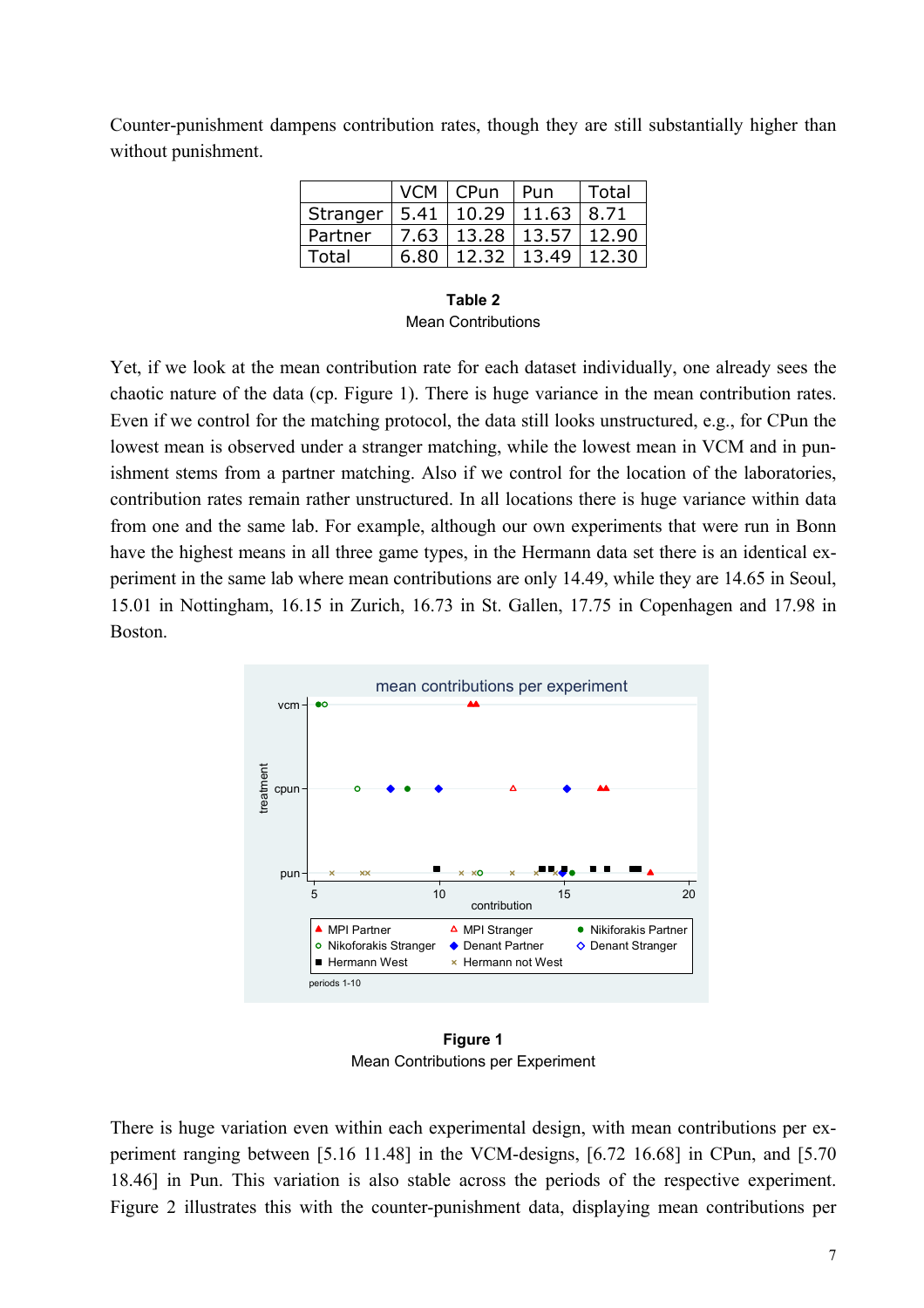Counter-punishment dampens contribution rates, though they are still substantially higher than without punishment.

| | VCM | CPun | Pun | Total |
|---|---|---|---|---|
| Stranger | 5.41 | 10.29 | 11.63 | 8.71 |
| Partner | 7.63 | 13.28 | 13.57 | 12.90 |
| Total | 6.80 | 12.32 | 13.49 | 12.30 |

**Table 2**
Mean Contributions

Yet, if we look at the mean contribution rate for each dataset individually, one already sees the chaotic nature of the data (cp. Figure 1). There is huge variance in the mean contribution rates. Even if we control for the matching protocol, the data still looks unstructured, e.g., for CPun the lowest mean is observed under a stranger matching, while the lowest mean in VCM and in punishment stems from a partner matching. Also if we control for the location of the laboratories, contribution rates remain rather unstructured. In all locations there is huge variance within data from one and the same lab. For example, although our own experiments that were run in Bonn have the highest means in all three game types, in the Hermann data set there is an identical experiment in the same lab where mean contributions are only 14.49, while they are 14.65 in Seoul, 15.01 in Nottingham, 16.15 in Zurich, 16.73 in St. Gallen, 17.75 in Copenhagen and 17.98 in Boston.

**Figure 1**
Mean Contributions per Experiment

There is huge variation even within each experimental design, with mean contributions per experiment ranging between [5.16 11.48] in the VCM-designs, [6.72 16.68] in CPun, and [5.70 18.46] in Pun. This variation is also stable across the periods of the respective experiment. Figure 2 illustrates this with the counter-punishment data, displaying mean contributions per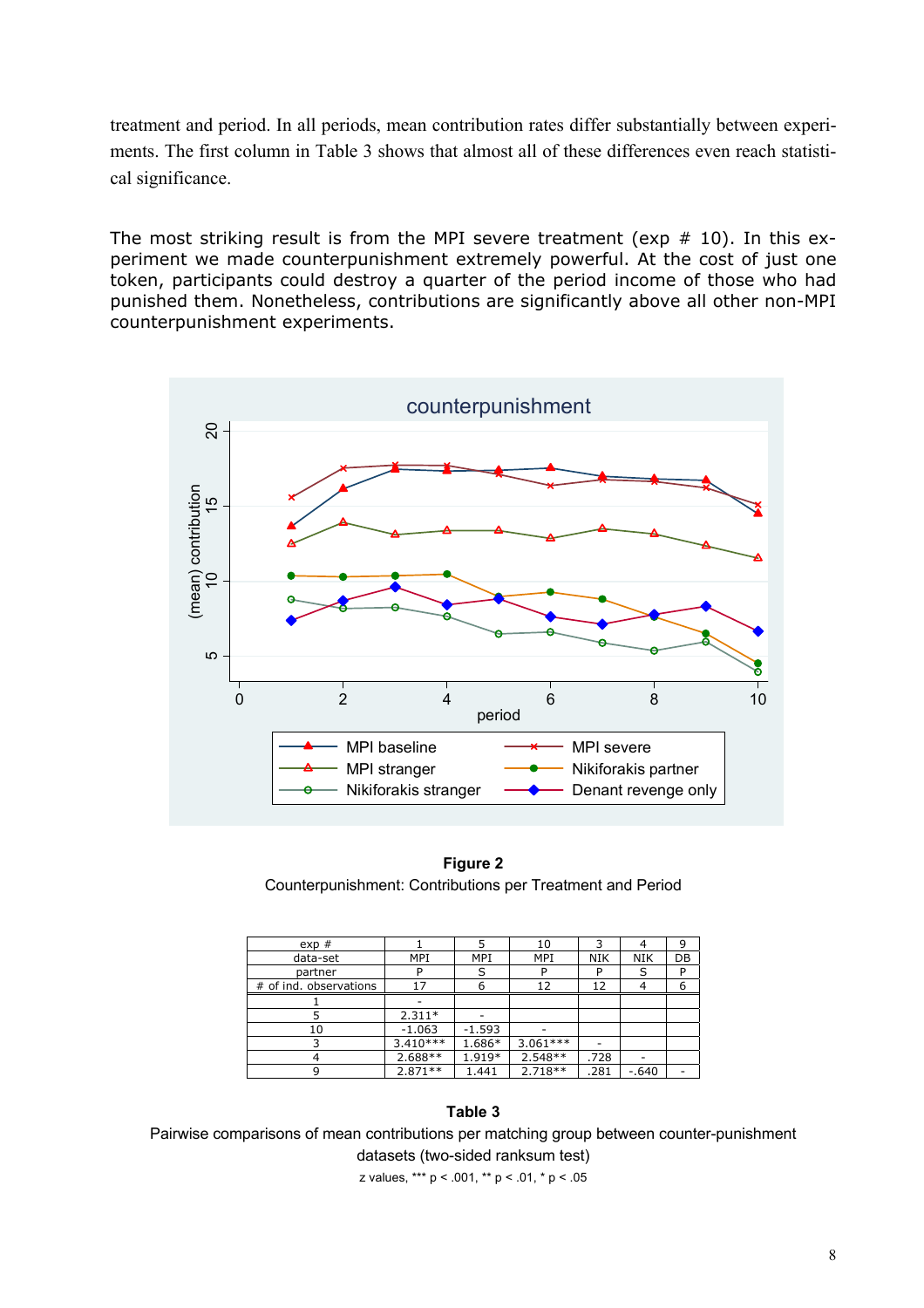treatment and period. In all periods, mean contribution rates differ substantially between experiments. The first column in Table 3 shows that almost all of these differences even reach statistical significance.

The most striking result is from the MPI severe treatment (exp # 10). In this experiment we made counterpunishment extremely powerful. At the cost of just one token, participants could destroy a quarter of the period income of those who had punished them. Nonetheless, contributions are significantly above all other non-MPI counterpunishment experiments.

**Figure 2**

Counterpunishment: Contributions per Treatment and Period

| exp # | 1 | 5 | 10 | 3 | 4 | 9 |
|---|---|---|---|---|---|---|
| data-set | MPI | MPI | MPI | NIK | NIK | DB |
| partner | P | S | P | P | S | P |
| # of ind. observations | 17 | 6 | 12 | 12 | 4 | 6 |
| 1 | - | | | | | |
| 5 | 2.311* | - | | | | |
| 10 | -1.063 | -1.593 | - | | | |
| 3 | 3.410*** | 1.686* | 3.061*** | - | | |
| 4 | 2.688** | 1.919* | 2.548** | .728 | - | |
| 9 | 2.871** | 1.441 | 2.718** | .281 | -.640 | - |

**Table 3**

Pairwise comparisons of mean contributions per matching group between counter-punishment datasets (two-sided ranksum test)

z values, *** p < .001, ** p < .01, * p < .05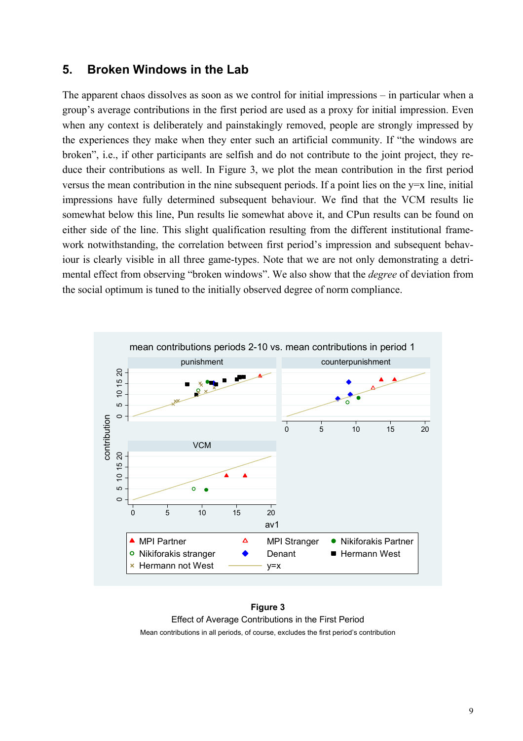## 5. Broken Windows in the Lab

The apparent chaos dissolves as soon as we control for initial impressions – in particular when a group's average contributions in the first period are used as a proxy for initial impression. Even when any context is deliberately and painstakingly removed, people are strongly impressed by the experiences they make when they enter such an artificial community. If "the windows are broken", i.e., if other participants are selfish and do not contribute to the joint project, they reduce their contributions as well. In Figure 3, we plot the mean contribution in the first period versus the mean contribution in the nine subsequent periods. If a point lies on the y=x line, initial impressions have fully determined subsequent behaviour. We find that the VCM results lie somewhat below this line, Pun results lie somewhat above it, and CPun results can be found on either side of the line. This slight qualification resulting from the different institutional framework notwithstanding, the correlation between first period's impression and subsequent behaviour is clearly visible in all three game-types. Note that we are not only demonstrating a detrimental effect from observing "broken windows". We also show that the *degree* of deviation from the social optimum is tuned to the initially observed degree of norm compliance.

**Figure 3**

Effect of Average Contributions in the First Period

Mean contributions in all periods, of course, excludes the first period's contribution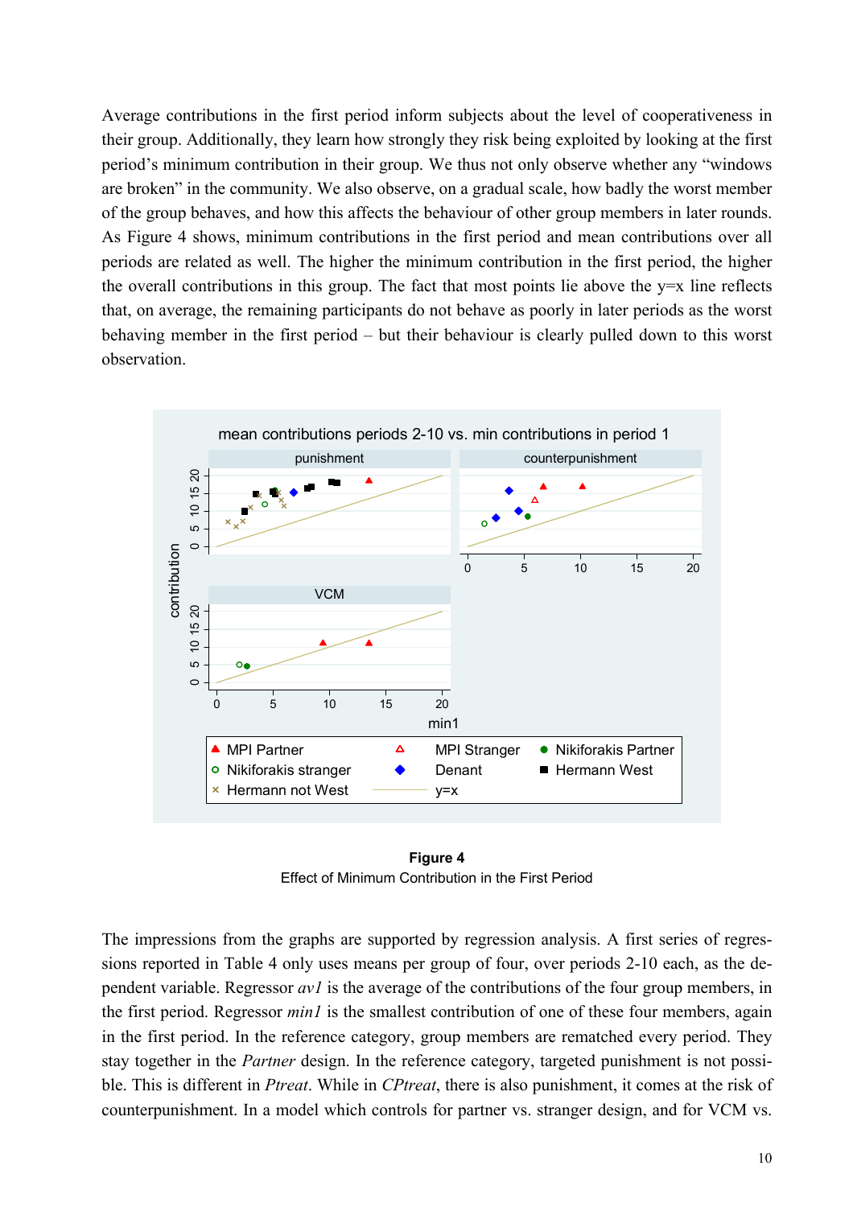Average contributions in the first period inform subjects about the level of cooperativeness in their group. Additionally, they learn how strongly they risk being exploited by looking at the first period's minimum contribution in their group. We thus not only observe whether any "windows are broken" in the community. We also observe, on a gradual scale, how badly the worst member of the group behaves, and how this affects the behaviour of other group members in later rounds. As Figure 4 shows, minimum contributions in the first period and mean contributions over all periods are related as well. The higher the minimum contribution in the first period, the higher the overall contributions in this group. The fact that most points lie above the y=x line reflects that, on average, the remaining participants do not behave as poorly in later periods as the worst behaving member in the first period – but their behaviour is clearly pulled down to this worst observation.

**Figure 4**
Effect of Minimum Contribution in the First Period

The impressions from the graphs are supported by regression analysis. A first series of regressions reported in Table 4 only uses means per group of four, over periods 2-10 each, as the dependent variable. Regressor *av1* is the average of the contributions of the four group members, in the first period. Regressor *min1* is the smallest contribution of one of these four members, again in the first period. In the reference category, group members are rematched every period. They stay together in the *Partner* design. In the reference category, targeted punishment is not possible. This is different in *Ptreat*. While in *CPtreat*, there is also punishment, it comes at the risk of counterpunishment. In a model which controls for partner vs. stranger design, and for VCM vs.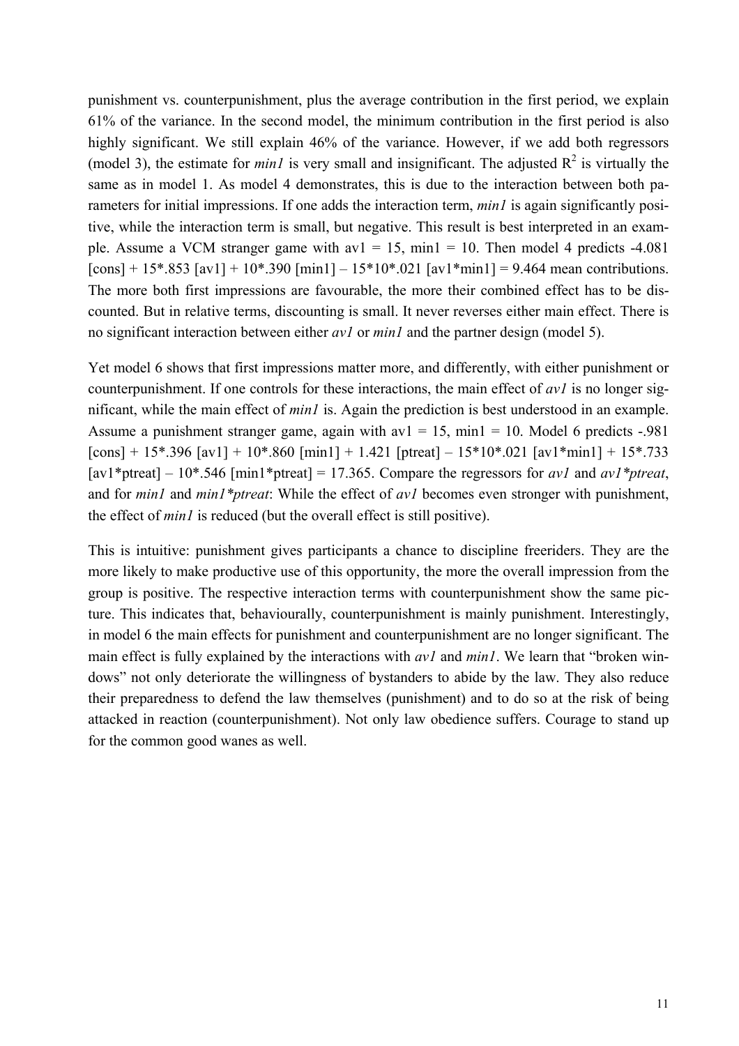punishment vs. counterpunishment, plus the average contribution in the first period, we explain 61% of the variance. In the second model, the minimum contribution in the first period is also highly significant. We still explain 46% of the variance. However, if we add both regressors (model 3), the estimate for *min1* is very small and insignificant. The adjusted $R^2$ is virtually the same as in model 1. As model 4 demonstrates, this is due to the interaction between both parameters for initial impressions. If one adds the interaction term, *min1* is again significantly positive, while the interaction term is small, but negative. This result is best interpreted in an example. Assume a VCM stranger game with av1 = 15, min1 = 10. Then model 4 predicts -4.081 [cons] + 15*.853 [av1] + 10*.390 [min1] – 15*10*.021 [av1*min1] = 9.464 mean contributions. The more both first impressions are favourable, the more their combined effect has to be discounted. But in relative terms, discounting is small. It never reverses either main effect. There is no significant interaction between either *av1* or *min1* and the partner design (model 5).

Yet model 6 shows that first impressions matter more, and differently, with either punishment or counterpunishment. If one controls for these interactions, the main effect of *av1* is no longer significant, while the main effect of *min1* is. Again the prediction is best understood in an example. Assume a punishment stranger game, again with av1 = 15, min1 = 10. Model 6 predicts -.981 [cons] + 15*.396 [av1] + 10*.860 [min1] + 1.421 [ptreat] – 15*10*.021 [av1*min1] + 15*.733 [av1*ptreat] – 10*.546 [min1*ptreat] = 17.365. Compare the regressors for *av1* and *av1*ptreat*, and for *min1* and *min1*ptreat*: While the effect of *av1* becomes even stronger with punishment, the effect of *min1* is reduced (but the overall effect is still positive).

This is intuitive: punishment gives participants a chance to discipline freeriders. They are the more likely to make productive use of this opportunity, the more the overall impression from the group is positive. The respective interaction terms with counterpunishment show the same picture. This indicates that, behaviourally, counterpunishment is mainly punishment. Interestingly, in model 6 the main effects for punishment and counterpunishment are no longer significant. The main effect is fully explained by the interactions with *av1* and *min1*. We learn that "broken windows" not only deteriorate the willingness of bystanders to abide by the law. They also reduce their preparedness to defend the law themselves (punishment) and to do so at the risk of being attacked in reaction (counterpunishment). Not only law obedience suffers. Courage to stand up for the common good wanes as well.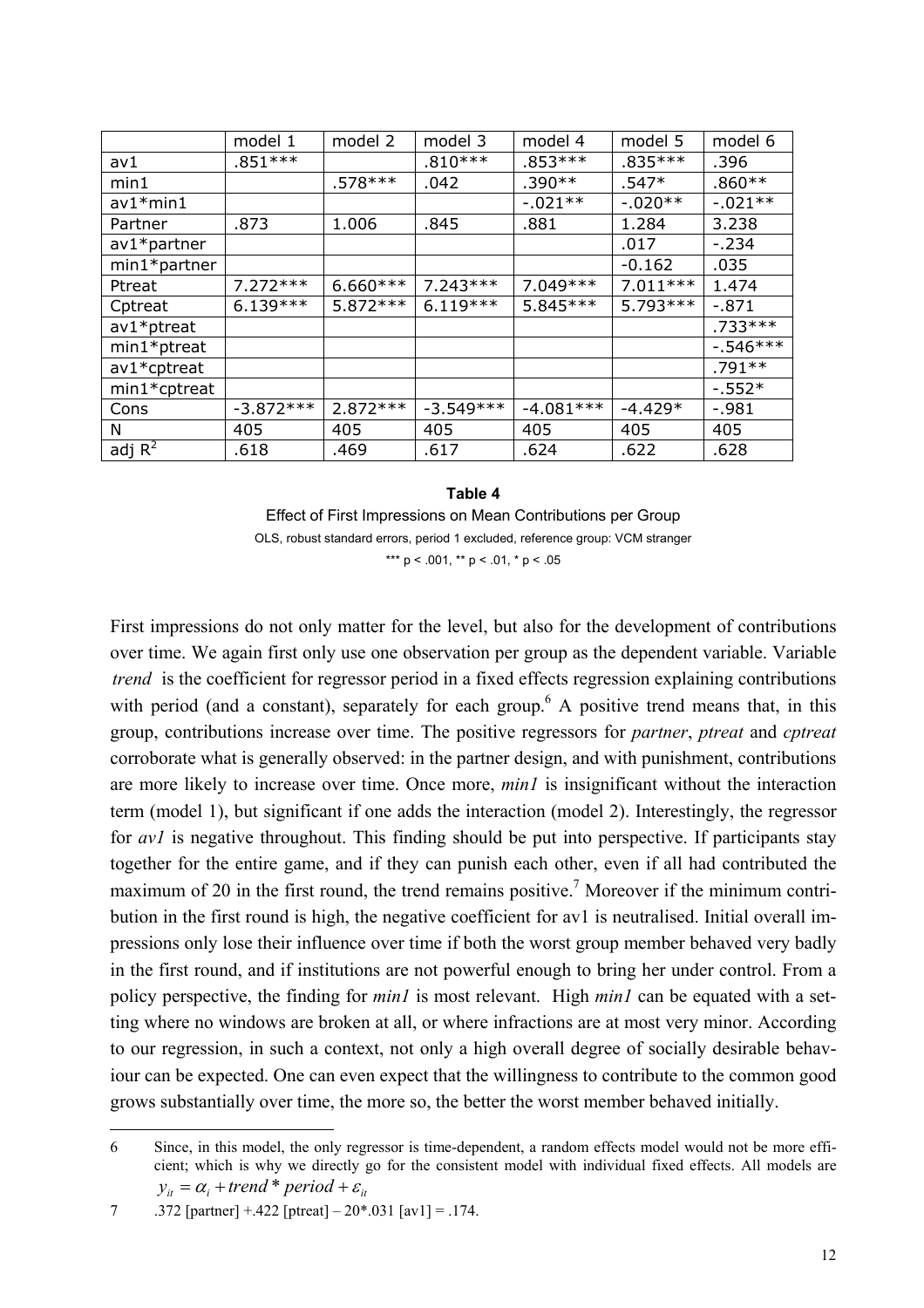| | model 1 | model 2 | model 3 | model 4 | model 5 | model 6 |
|---|---|---|---|---|---|---|
| av1 | .851*** | | .810*** | .853*** | .835*** | .396 |
| min1 | | .578*** | .042 | .390** | .547* | .860** |
| av1*min1 | | | | -.021** | -.020** | -.021** |
| Partner | .873 | 1.006 | .845 | .881 | 1.284 | 3.238 |
| av1*partner | | | | | .017 | -.234 |
| min1*partner | | | | | -0.162 | .035 |
| Ptreat | 7.272*** | 6.660*** | 7.243*** | 7.049*** | 7.011*** | 1.474 |
| Cptreat | 6.139*** | 5.872*** | 6.119*** | 5.845*** | 5.793*** | -.871 |
| av1*ptreat | | | | | | .733*** |
| min1*ptreat | | | | | | -.546*** |
| av1*cptreat | | | | | | .791** |
| min1*cptreat | | | | | | -.552* |
| Cons | -3.872*** | 2.872*** | -3.549*** | -4.081*** | -4.429* | -.981 |
| N | 405 | 405 | 405 | 405 | 405 | 405 |
| adj $R^2$ | .618 | .469 | .617 | .624 | .622 | .628 |

**Table 4**

Effect of First Impressions on Mean Contributions per Group

OLS, robust standard errors, period 1 excluded, reference group: VCM stranger

*** $p < .001$, ** $p < .01$, * $p < .05$

First impressions do not only matter for the level, but also for the development of contributions over time. We again first only use one observation per group as the dependent variable. Variable *trend* is the coefficient for regressor period in a fixed effects regression explaining contributions with period (and a constant), separately for each group.[6] A positive trend means that, in this group, contributions increase over time. The positive regressors for *partner*, *ptreat* and *cptreat* corroborate what is generally observed: in the partner design, and with punishment, contributions are more likely to increase over time. Once more, *min1* is insignificant without the interaction term (model 1), but significant if one adds the interaction (model 2). Interestingly, the regressor for *av1* is negative throughout. This finding should be put into perspective. If participants stay together for the entire game, and if they can punish each other, even if all had contributed the maximum of 20 in the first round, the trend remains positive.[7] Moreover if the minimum contribution in the first round is high, the negative coefficient for av1 is neutralised. Initial overall impressions only lose their influence over time if both the worst group member behaved very badly in the first round, and if institutions are not powerful enough to bring her under control. From a policy perspective, the finding for *min1* is most relevant. High *min1* can be equated with a setting where no windows are broken at all, or where infractions are at most very minor. According to our regression, in such a context, not only a high overall degree of socially desirable behaviour can be expected. One can even expect that the willingness to contribute to the common good grows substantially over time, the more so, the better the worst member behaved initially.

6 Since, in this model, the only regressor is time-dependent, a random effects model would not be more efficient; which is why we directly go for the consistent model with individual fixed effects. All models are $y_{it} = \alpha_i + trend * period + \varepsilon_{it}$

7 .372 [partner] +.422 [ptreat] – 20*.031 [av1] = .174.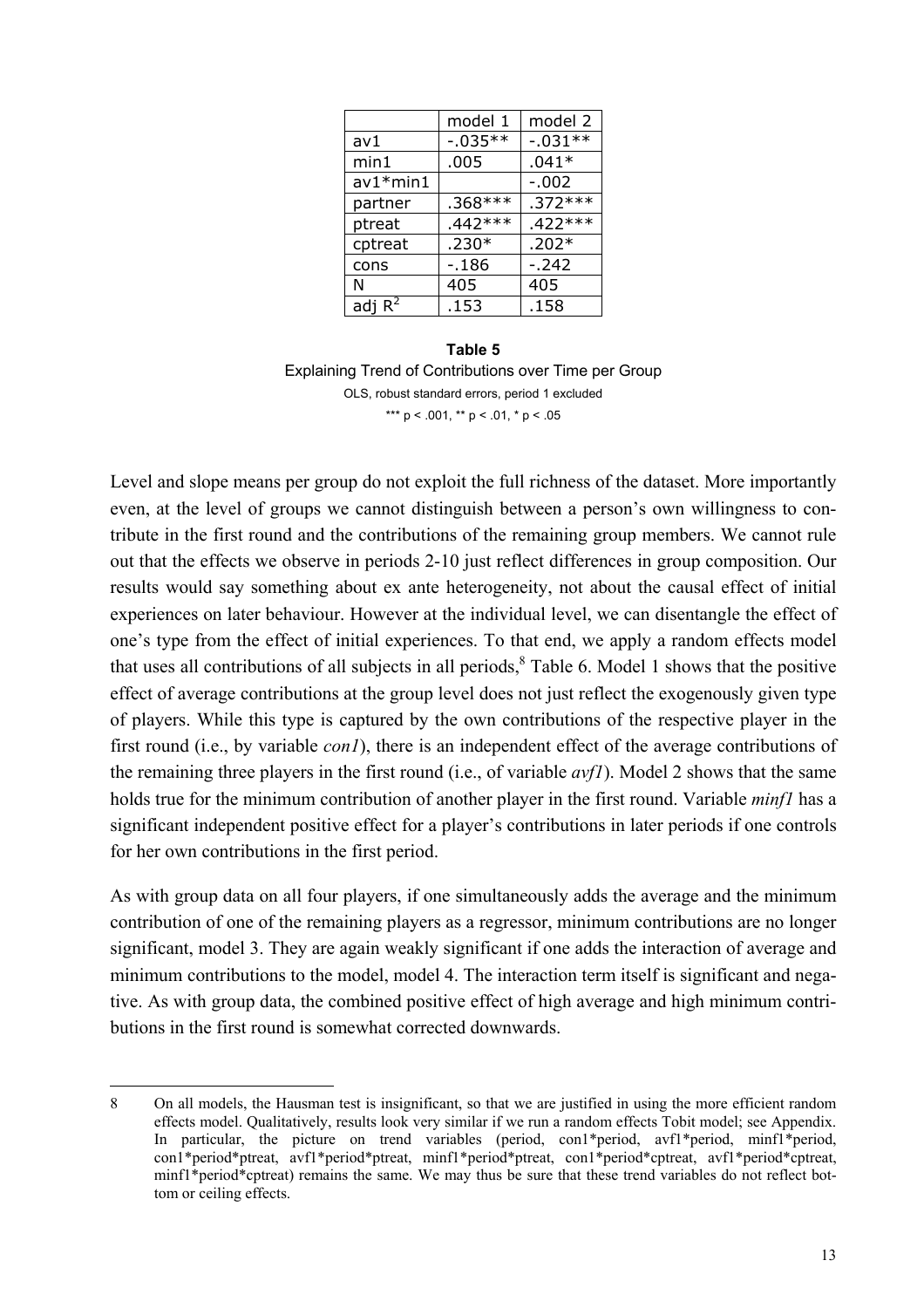|  | model 1 | model 2 |
| --- | --- | --- |
| av1 | -.035** | -.031** |
| min1 | .005 | .041* |
| av1*min1 |  | -.002 |
| partner | .368*** | .372*** |
| ptreat | .442*** | .422*** |
| cptreat | .230* | .202* |
| cons | -.186 | -.242 |
| N | 405 | 405 |
| adj $R^2$ | .153 | .158 |

**Table 5**

Explaining Trend of Contributions over Time per Group

OLS, robust standard errors, period 1 excluded

*** p < .001, ** p < .01, * p < .05

Level and slope means per group do not exploit the full richness of the dataset. More importantly even, at the level of groups we cannot distinguish between a person's own willingness to contribute in the first round and the contributions of the remaining group members. We cannot rule out that the effects we observe in periods 2-10 just reflect differences in group composition. Our results would say something about ex ante heterogeneity, not about the causal effect of initial experiences on later behaviour. However at the individual level, we can disentangle the effect of one's type from the effect of initial experiences. To that end, we apply a random effects model that uses all contributions of all subjects in all periods,[8] Table 6. Model 1 shows that the positive effect of average contributions at the group level does not just reflect the exogenously given type of players. While this type is captured by the own contributions of the respective player in the first round (i.e., by variable *con1*), there is an independent effect of the average contributions of the remaining three players in the first round (i.e., of variable *avf1*). Model 2 shows that the same holds true for the minimum contribution of another player in the first round. Variable *minf1* has a significant independent positive effect for a player's contributions in later periods if one controls for her own contributions in the first period.

As with group data on all four players, if one simultaneously adds the average and the minimum contribution of one of the remaining players as a regressor, minimum contributions are no longer significant, model 3. They are again weakly significant if one adds the interaction of average and minimum contributions to the model, model 4. The interaction term itself is significant and negative. As with group data, the combined positive effect of high average and high minimum contributions in the first round is somewhat corrected downwards.

---

8 On all models, the Hausman test is insignificant, so that we are justified in using the more efficient random effects model. Qualitatively, results look very similar if we run a random effects Tobit model; see Appendix. In particular, the picture on trend variables (period, con1*period, avf1*period, minf1*period, con1*period*ptreat, avf1*period*ptreat, minf1*period*ptreat, con1*period*cptreat, avf1*period*cptreat, minf1*period*cptreat) remains the same. We may thus be sure that these trend variables do not reflect bottom or ceiling effects.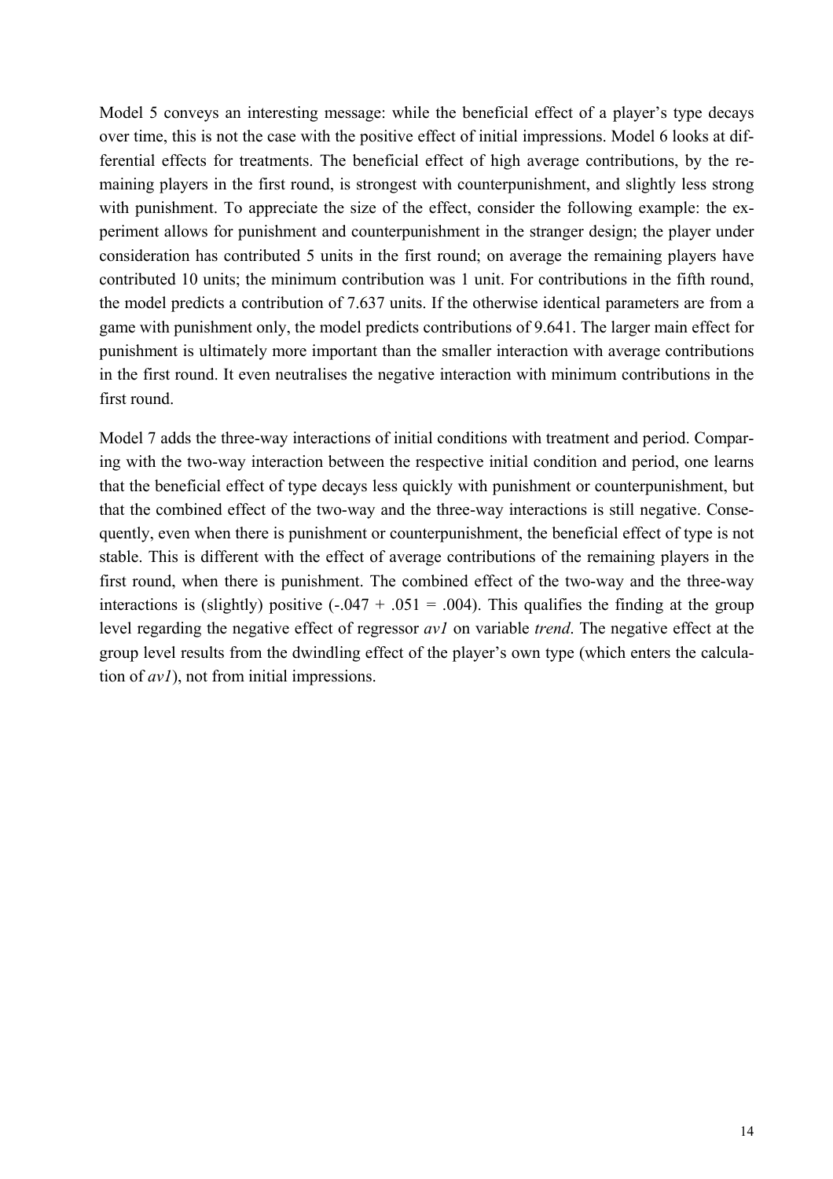Model 5 conveys an interesting message: while the beneficial effect of a player's type decays over time, this is not the case with the positive effect of initial impressions. Model 6 looks at differential effects for treatments. The beneficial effect of high average contributions, by the remaining players in the first round, is strongest with counterpunishment, and slightly less strong with punishment. To appreciate the size of the effect, consider the following example: the experiment allows for punishment and counterpunishment in the stranger design; the player under consideration has contributed 5 units in the first round; on average the remaining players have contributed 10 units; the minimum contribution was 1 unit. For contributions in the fifth round, the model predicts a contribution of 7.637 units. If the otherwise identical parameters are from a game with punishment only, the model predicts contributions of 9.641. The larger main effect for punishment is ultimately more important than the smaller interaction with average contributions in the first round. It even neutralises the negative interaction with minimum contributions in the first round.

Model 7 adds the three-way interactions of initial conditions with treatment and period. Comparing with the two-way interaction between the respective initial condition and period, one learns that the beneficial effect of type decays less quickly with punishment or counterpunishment, but that the combined effect of the two-way and the three-way interactions is still negative. Consequently, even when there is punishment or counterpunishment, the beneficial effect of type is not stable. This is different with the effect of average contributions of the remaining players in the first round, when there is punishment. The combined effect of the two-way and the three-way interactions is (slightly) positive (-.047 + .051 = .004). This qualifies the finding at the group level regarding the negative effect of regressor *av1* on variable *trend*. The negative effect at the group level results from the dwindling effect of the player's own type (which enters the calculation of *av1*), not from initial impressions.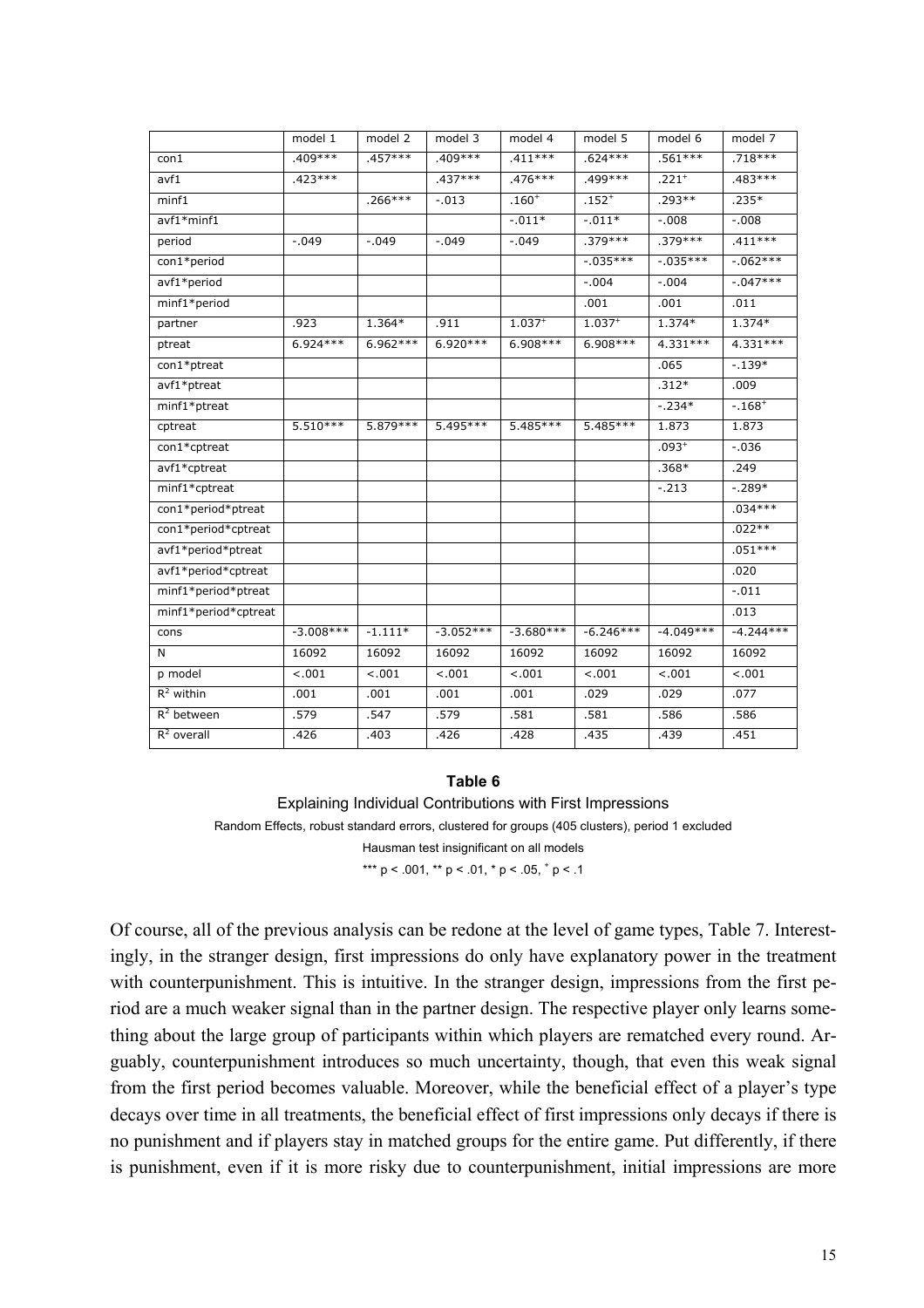| | model 1 | model 2 | model 3 | model 4 | model 5 | model 6 | model 7 |
|---|---|---|---|---|---|---|---|
| con1 | .409*** | .457*** | .409*** | .411*** | .624*** | .561*** | .718*** |
| avf1 | .423*** | | .437*** | .476*** | .499*** | .221$^+$ | .483*** |
| minf1 | | .266*** | -.013 | .160$^+$ | .152$^+$ | .293** | .235* |
| avf1*minf1 | | | | -.011* | -.011* | -.008 | -.008 |
| period | -.049 | -.049 | -.049 | -.049 | .379*** | .379*** | .411*** |
| con1*period | | | | | -.035*** | -.035*** | -.062*** |
| avf1*period | | | | | -.004 | -.004 | -.047*** |
| minf1*period | | | | | .001 | .001 | .011 |
| partner | .923 | 1.364* | .911 | 1.037$^+$ | 1.037$^+$ | 1.374* | 1.374* |
| ptreat | 6.924*** | 6.962*** | 6.920*** | 6.908*** | 6.908*** | 4.331*** | 4.331*** |
| con1*ptreat | | | | | | .065 | -.139* |
| avf1*ptreat | | | | | | .312* | .009 |
| minf1*ptreat | | | | | | -.234* | -.168$^+$ |
| cptreat | 5.510*** | 5.879*** | 5.495*** | 5.485*** | 5.485*** | 1.873 | 1.873 |
| con1*cptreat | | | | | | .093$^+$ | -.036 |
| avf1*cptreat | | | | | | .368* | .249 |
| minf1*cptreat | | | | | | -.213 | -.289* |
| con1*period*ptreat | | | | | | | .034*** |
| con1*period*cptreat | | | | | | | .022** |
| avf1*period*ptreat | | | | | | | .051*** |
| avf1*period*cptreat | | | | | | | .020 |
| minf1*period*ptreat | | | | | | | -.011 |
| minf1*period*cptreat | | | | | | | .013 |
| cons | -3.008*** | -1.111* | -3.052*** | -3.680*** | -6.246*** | -4.049*** | -4.244*** |
| N | 16092 | 16092 | 16092 | 16092 | 16092 | 16092 | 16092 |
| p model | <.001 | <.001 | <.001 | <.001 | <.001 | <.001 | <.001 |
| $R^2$ within | .001 | .001 | .001 | .001 | .029 | .029 | .077 |
| $R^2$ between | .579 | .547 | .579 | .581 | .581 | .586 | .586 |
| $R^2$ overall | .426 | .403 | .426 | .428 | .435 | .439 | .451 |

**Table 6**

Explaining Individual Contributions with First Impressions

Random Effects, robust standard errors, clustered for groups (405 clusters), period 1 excluded

Hausman test insignificant on all models

*** $p < .001$, ** $p < .01$, * $p < .05$, $^+$ $p < .1$

Of course, all of the previous analysis can be redone at the level of game types, Table 7. Interestingly, in the stranger design, first impressions do only have explanatory power in the treatment with counterpunishment. This is intuitive. In the stranger design, impressions from the first period are a much weaker signal than in the partner design. The respective player only learns something about the large group of participants within which players are rematched every round. Arguably, counterpunishment introduces so much uncertainty, though, that even this weak signal from the first period becomes valuable. Moreover, while the beneficial effect of a player's type decays over time in all treatments, the beneficial effect of first impressions only decays if there is no punishment and if players stay in matched groups for the entire game. Put differently, if there is punishment, even if it is more risky due to counterpunishment, initial impressions are more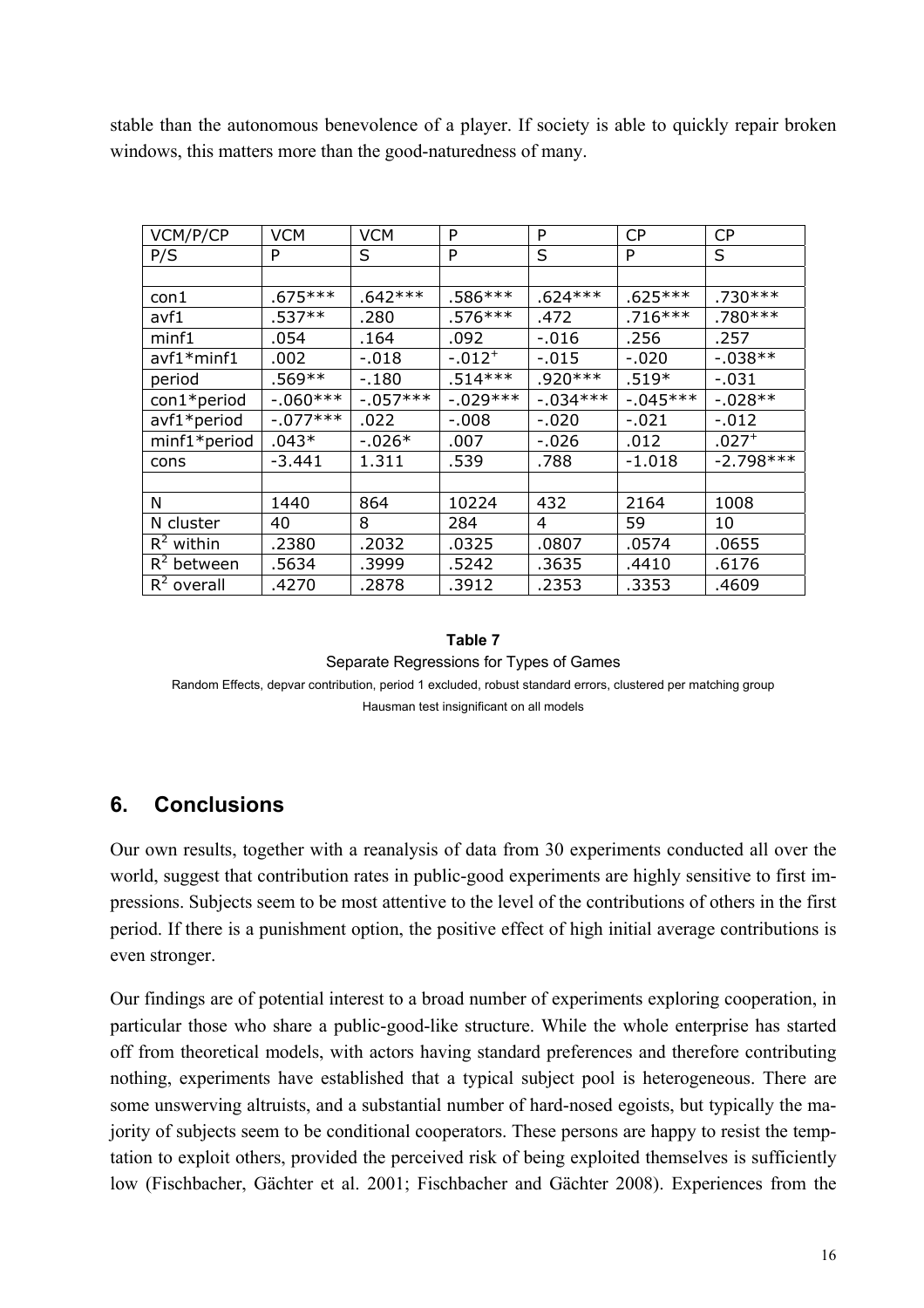stable than the autonomous benevolence of a player. If society is able to quickly repair broken windows, this matters more than the good-naturedness of many.

| VCM/P/CP | VCM | VCM | P | P | CP | CP |
|---|---|---|---|---|---|---|
| P/S | P | S | P | S | P | S |
| | | | | | | |
| con1 | .675*** | .642*** | .586*** | .624*** | .625*** | .730*** |
| avf1 | .537** | .280 | .576*** | .472 | .716*** | .780*** |
| minf1 | .054 | .164 | .092 | -.016 | .256 | .257 |
| avf1*minf1 | .002 | -.018 | -.012$^{+}$ | -.015 | -.020 | -.038** |
| period | .569** | -.180 | .514*** | .920*** | .519* | -.031 |
| con1*period | -.060*** | -.057*** | -.029*** | -.034*** | -.045*** | -.028** |
| avf1*period | -.077*** | .022 | -.008 | -.020 | -.021 | -.012 |
| minf1*period | .043* | -.026* | .007 | -.026 | .012 | .027$^{+}$ |
| cons | -3.441 | 1.311 | .539 | .788 | -1.018 | -2.798*** |
| | | | | | | |
| N | 1440 | 864 | 10224 | 432 | 2164 | 1008 |
| N cluster | 40 | 8 | 284 | 4 | 59 | 10 |
| $R^2$ within | .2380 | .2032 | .0325 | .0807 | .0574 | .0655 |
| $R^2$ between | .5634 | .3999 | .5242 | .3635 | .4410 | .6176 |
| $R^2$ overall | .4270 | .2878 | .3912 | .2353 | .3353 | .4609 |

**Table 7**

Separate Regressions for Types of Games

Random Effects, depvar contribution, period 1 excluded, robust standard errors, clustered per matching group

Hausman test insignificant on all models

## 6. Conclusions

Our own results, together with a reanalysis of data from 30 experiments conducted all over the world, suggest that contribution rates in public-good experiments are highly sensitive to first impressions. Subjects seem to be most attentive to the level of the contributions of others in the first period. If there is a punishment option, the positive effect of high initial average contributions is even stronger.

Our findings are of potential interest to a broad number of experiments exploring cooperation, in particular those who share a public-good-like structure. While the whole enterprise has started off from theoretical models, with actors having standard preferences and therefore contributing nothing, experiments have established that a typical subject pool is heterogeneous. There are some unswerving altruists, and a substantial number of hard-nosed egoists, but typically the majority of subjects seem to be conditional cooperators. These persons are happy to resist the temptation to exploit others, provided the perceived risk of being exploited themselves is sufficiently low (Fischbacher, Gächter et al. 2001; Fischbacher and Gächter 2008). Experiences from the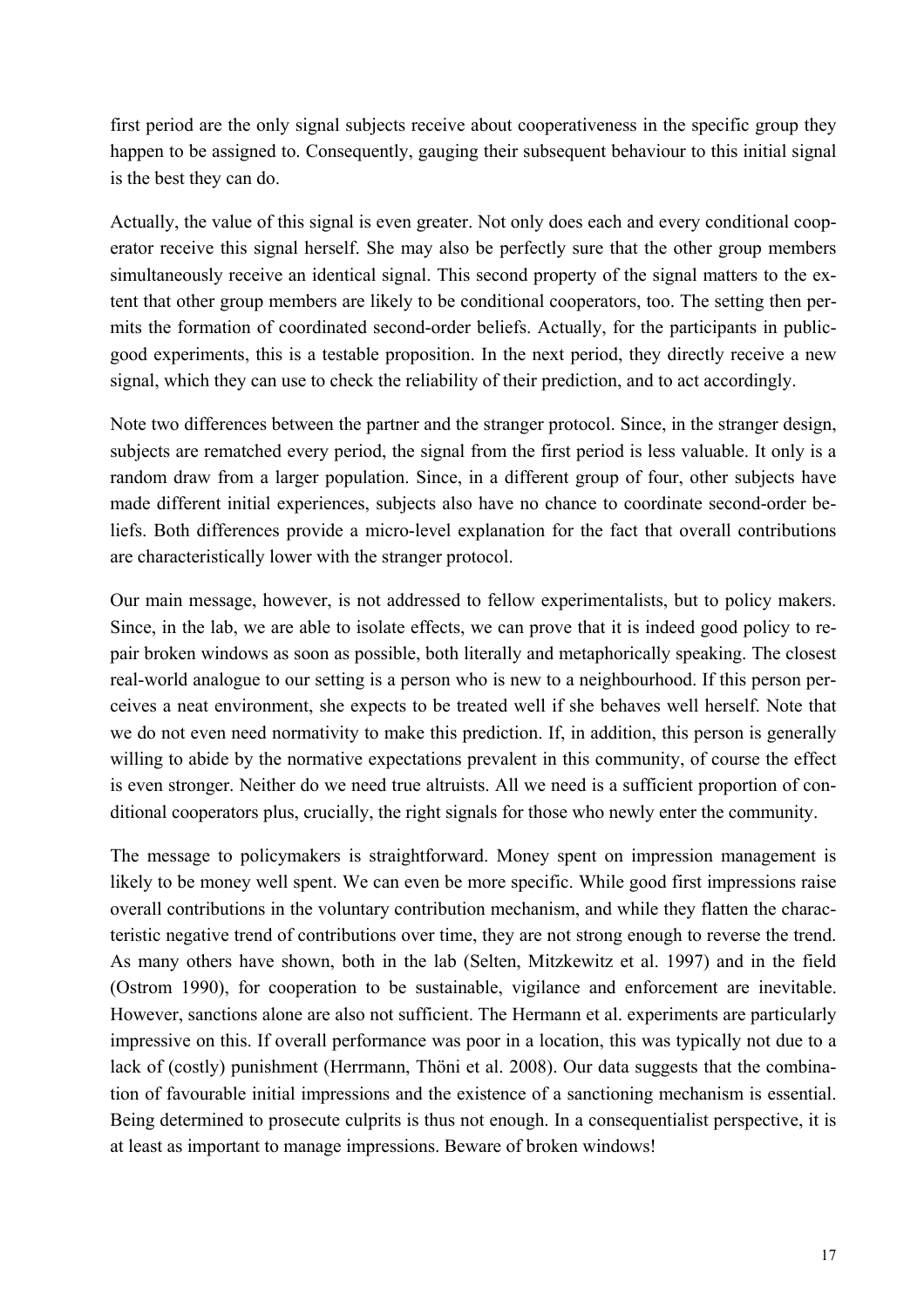first period are the only signal subjects receive about cooperativeness in the specific group they happen to be assigned to. Consequently, gauging their subsequent behaviour to this initial signal is the best they can do.

Actually, the value of this signal is even greater. Not only does each and every conditional cooperator receive this signal herself. She may also be perfectly sure that the other group members simultaneously receive an identical signal. This second property of the signal matters to the extent that other group members are likely to be conditional cooperators, too. The setting then permits the formation of coordinated second-order beliefs. Actually, for the participants in public-good experiments, this is a testable proposition. In the next period, they directly receive a new signal, which they can use to check the reliability of their prediction, and to act accordingly.

Note two differences between the partner and the stranger protocol. Since, in the stranger design, subjects are rematched every period, the signal from the first period is less valuable. It only is a random draw from a larger population. Since, in a different group of four, other subjects have made different initial experiences, subjects also have no chance to coordinate second-order beliefs. Both differences provide a micro-level explanation for the fact that overall contributions are characteristically lower with the stranger protocol.

Our main message, however, is not addressed to fellow experimentalists, but to policy makers. Since, in the lab, we are able to isolate effects, we can prove that it is indeed good policy to repair broken windows as soon as possible, both literally and metaphorically speaking. The closest real-world analogue to our setting is a person who is new to a neighbourhood. If this person perceives a neat environment, she expects to be treated well if she behaves well herself. Note that we do not even need normativity to make this prediction. If, in addition, this person is generally willing to abide by the normative expectations prevalent in this community, of course the effect is even stronger. Neither do we need true altruists. All we need is a sufficient proportion of conditional cooperators plus, crucially, the right signals for those who newly enter the community.

The message to policymakers is straightforward. Money spent on impression management is likely to be money well spent. We can even be more specific. While good first impressions raise overall contributions in the voluntary contribution mechanism, and while they flatten the characteristic negative trend of contributions over time, they are not strong enough to reverse the trend. As many others have shown, both in the lab (Selten, Mitzkewitz et al. 1997) and in the field (Ostrom 1990), for cooperation to be sustainable, vigilance and enforcement are inevitable. However, sanctions alone are also not sufficient. The Hermann et al. experiments are particularly impressive on this. If overall performance was poor in a location, this was typically not due to a lack of (costly) punishment (Herrmann, Thöni et al. 2008). Our data suggests that the combination of favourable initial impressions and the existence of a sanctioning mechanism is essential. Being determined to prosecute culprits is thus not enough. In a consequentialist perspective, it is at least as important to manage impressions. Beware of broken windows!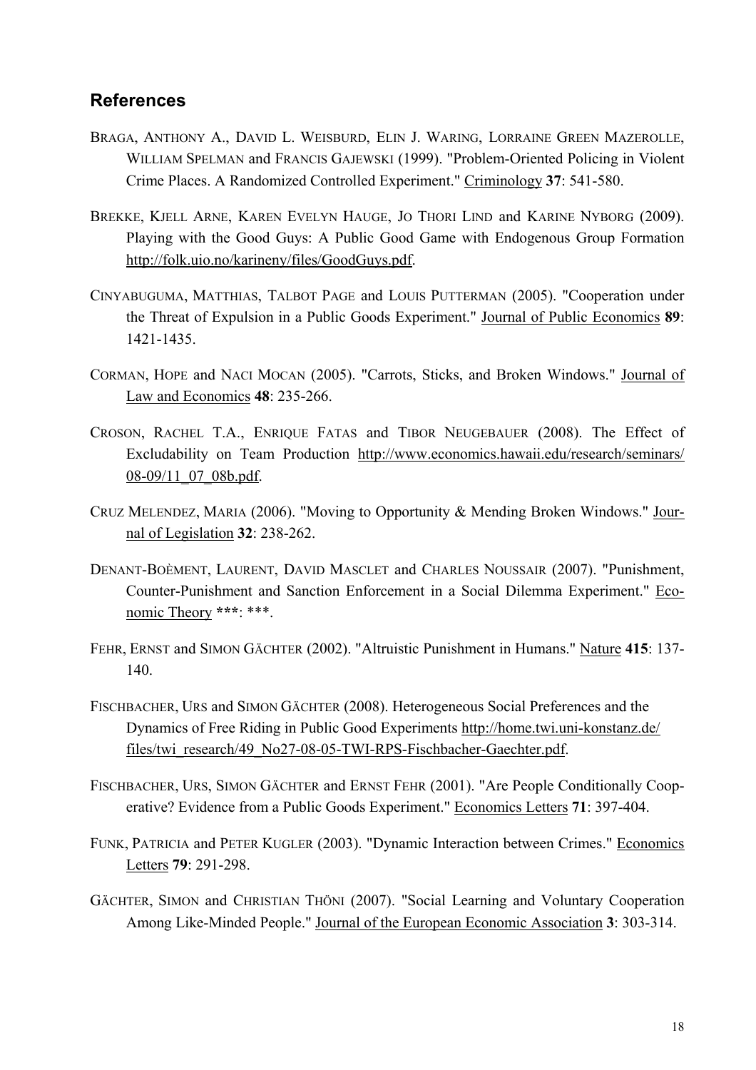## References

BRAGA, ANTHONY A., DAVID L. WEISBURD, ELIN J. WARING, LORRAINE GREEN MAZEROLLE, WILLIAM SPELMAN and FRANCIS GAJEWSKI (1999). "Problem-Oriented Policing in Violent Crime Places. A Randomized Controlled Experiment." Criminology **37**: 541-580.

BREKKE, KJELL ARNE, KAREN EVELYN HAUGE, JO THORI LIND and KARINE NYBORG (2009). Playing with the Good Guys: A Public Good Game with Endogenous Group Formation http://folk.uio.no/karineny/files/GoodGuys.pdf.

CINYABUGUMA, MATTHIAS, TALBOT PAGE and LOUIS PUTTERMAN (2005). "Cooperation under the Threat of Expulsion in a Public Goods Experiment." Journal of Public Economics **89**: 1421-1435.

CORMAN, HOPE and NACI MOCAN (2005). "Carrots, Sticks, and Broken Windows." Journal of Law and Economics **48**: 235-266.

CROSON, RACHEL T.A., ENRIQUE FATAS and TIBOR NEUGEBAUER (2008). The Effect of Excludability on Team Production http://www.economics.hawaii.edu/research/seminars/08-09/11_07_08b.pdf.

CRUZ MELENDEZ, MARIA (2006). "Moving to Opportunity & Mending Broken Windows." Journal of Legislation **32**: 238-262.

DENANT-BOÈMENT, LAURENT, DAVID MASCLET and CHARLES NOUSSAIR (2007). "Punishment, Counter-Punishment and Sanction Enforcement in a Social Dilemma Experiment." Economic Theory **\*\*\***: \*\*\*.

FEHR, ERNST and SIMON GÄCHTER (2002). "Altruistic Punishment in Humans." Nature **415**: 137-140.

FISCHBACHER, URS and SIMON GÄCHTER (2008). Heterogeneous Social Preferences and the Dynamics of Free Riding in Public Good Experiments http://home.twi.uni-konstanz.de/files/twi_research/49_No27-08-05-TWI-RPS-Fischbacher-Gaechter.pdf.

FISCHBACHER, URS, SIMON GÄCHTER and ERNST FEHR (2001). "Are People Conditionally Cooperative? Evidence from a Public Goods Experiment." Economics Letters **71**: 397-404.

FUNK, PATRICIA and PETER KUGLER (2003). "Dynamic Interaction between Crimes." Economics Letters **79**: 291-298.

GÄCHTER, SIMON and CHRISTIAN THÖNI (2007). "Social Learning and Voluntary Cooperation Among Like-Minded People." Journal of the European Economic Association **3**: 303-314.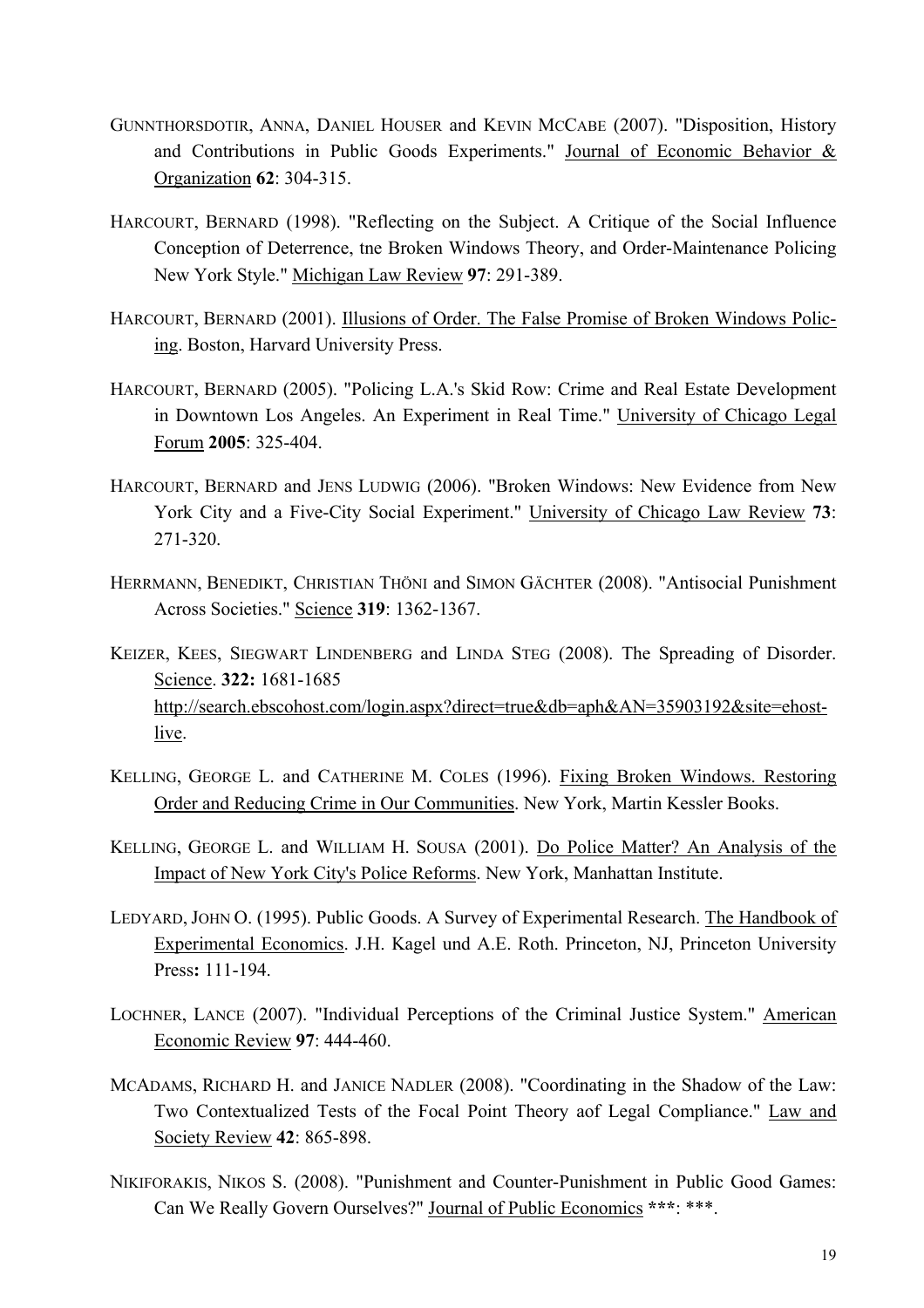GUNNTHORSDOTIR, ANNA, DANIEL HOUSER and KEVIN MCCABE (2007). "Disposition, History and Contributions in Public Goods Experiments." Journal of Economic Behavior & Organization **62**: 304-315.

HARCOURT, BERNARD (1998). "Reflecting on the Subject. A Critique of the Social Influence Conception of Deterrence, tne Broken Windows Theory, and Order-Maintenance Policing New York Style." Michigan Law Review **97**: 291-389.

HARCOURT, BERNARD (2001). Illusions of Order. The False Promise of Broken Windows Policing. Boston, Harvard University Press.

HARCOURT, BERNARD (2005). "Policing L.A.'s Skid Row: Crime and Real Estate Development in Downtown Los Angeles. An Experiment in Real Time." University of Chicago Legal Forum **2005**: 325-404.

HARCOURT, BERNARD and JENS LUDWIG (2006). "Broken Windows: New Evidence from New York City and a Five-City Social Experiment." University of Chicago Law Review **73**: 271-320.

HERRMANN, BENEDIKT, CHRISTIAN THÖNI and SIMON GÄCHTER (2008). "Antisocial Punishment Across Societies." Science **319**: 1362-1367.

KEIZER, KEES, SIEGWART LINDENBERG and LINDA STEG (2008). The Spreading of Disorder. Science. **322:** 1681-1685 http://search.ebscohost.com/login.aspx?direct=true&db=aph&AN=35903192&site=ehost-live.

KELLING, GEORGE L. and CATHERINE M. COLES (1996). Fixing Broken Windows. Restoring Order and Reducing Crime in Our Communities. New York, Martin Kessler Books.

KELLING, GEORGE L. and WILLIAM H. SOUSA (2001). Do Police Matter? An Analysis of the Impact of New York City's Police Reforms. New York, Manhattan Institute.

LEDYARD, JOHN O. (1995). Public Goods. A Survey of Experimental Research. The Handbook of Experimental Economics. J.H. Kagel und A.E. Roth. Princeton, NJ, Princeton University Press**:** 111-194.

LOCHNER, LANCE (2007). "Individual Perceptions of the Criminal Justice System." American Economic Review **97**: 444-460.

MCADAMS, RICHARD H. and JANICE NADLER (2008). "Coordinating in the Shadow of the Law: Two Contextualized Tests of the Focal Point Theory aof Legal Compliance." Law and Society Review **42**: 865-898.

NIKIFORAKIS, NIKOS S. (2008). "Punishment and Counter-Punishment in Public Good Games: Can We Really Govern Ourselves?" Journal of Public Economics **\*\*\***: \*\*\*.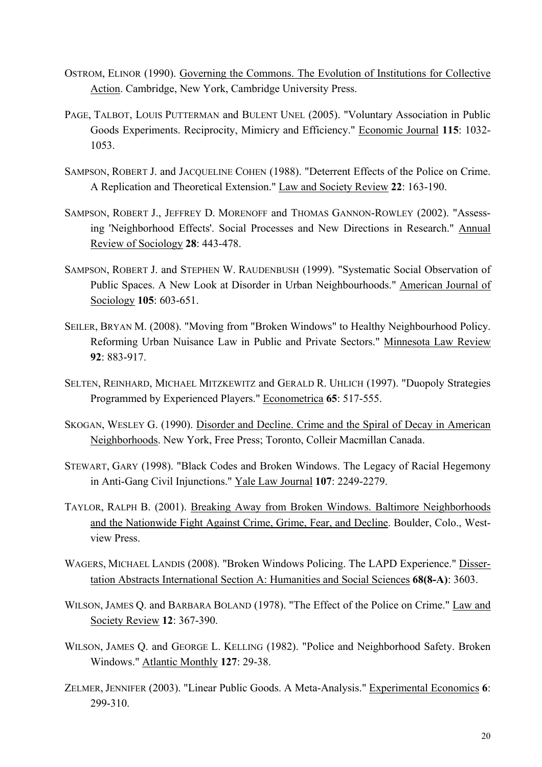OSTROM, ELINOR (1990). Governing the Commons. The Evolution of Institutions for Collective Action. Cambridge, New York, Cambridge University Press.

PAGE, TALBOT, LOUIS PUTTERMAN and BULENT UNEL (2005). "Voluntary Association in Public Goods Experiments. Reciprocity, Mimicry and Efficiency." Economic Journal **115**: 1032-1053.

SAMPSON, ROBERT J. and JACQUELINE COHEN (1988). "Deterrent Effects of the Police on Crime. A Replication and Theoretical Extension." Law and Society Review **22**: 163-190.

SAMPSON, ROBERT J., JEFFREY D. MORENOFF and THOMAS GANNON-ROWLEY (2002). "Assessing 'Neighborhood Effects'. Social Processes and New Directions in Research." Annual Review of Sociology **28**: 443-478.

SAMPSON, ROBERT J. and STEPHEN W. RAUDENBUSH (1999). "Systematic Social Observation of Public Spaces. A New Look at Disorder in Urban Neighbourhoods." American Journal of Sociology **105**: 603-651.

SEILER, BRYAN M. (2008). "Moving from "Broken Windows" to Healthy Neighbourhood Policy. Reforming Urban Nuisance Law in Public and Private Sectors." Minnesota Law Review **92**: 883-917.

SELTEN, REINHARD, MICHAEL MITZKEWITZ and GERALD R. UHLICH (1997). "Duopoly Strategies Programmed by Experienced Players." Econometrica **65**: 517-555.

SKOGAN, WESLEY G. (1990). Disorder and Decline. Crime and the Spiral of Decay in American Neighborhoods. New York, Free Press; Toronto, Colleir Macmillan Canada.

STEWART, GARY (1998). "Black Codes and Broken Windows. The Legacy of Racial Hegemony in Anti-Gang Civil Injunctions." Yale Law Journal **107**: 2249-2279.

TAYLOR, RALPH B. (2001). Breaking Away from Broken Windows. Baltimore Neighborhoods and the Nationwide Fight Against Crime, Grime, Fear, and Decline. Boulder, Colo., Westview Press.

WAGERS, MICHAEL LANDIS (2008). "Broken Windows Policing. The LAPD Experience." Dissertation Abstracts International Section A: Humanities and Social Sciences **68(8-A)**: 3603.

WILSON, JAMES Q. and BARBARA BOLAND (1978). "The Effect of the Police on Crime." Law and Society Review **12**: 367-390.

WILSON, JAMES Q. and GEORGE L. KELLING (1982). "Police and Neighborhood Safety. Broken Windows." Atlantic Monthly **127**: 29-38.

ZELMER, JENNIFER (2003). "Linear Public Goods. A Meta-Analysis." Experimental Economics **6**: 299-310.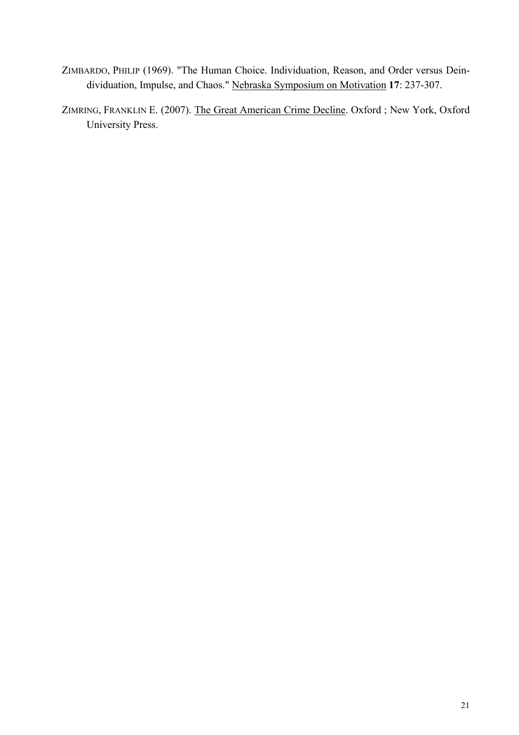ZIMBARDO, PHILIP (1969). "The Human Choice. Individuation, Reason, and Order versus Deindividuation, Impulse, and Chaos." Nebraska Symposium on Motivation **17**: 237-307.

ZIMRING, FRANKLIN E. (2007). The Great American Crime Decline. Oxford ; New York, Oxford University Press.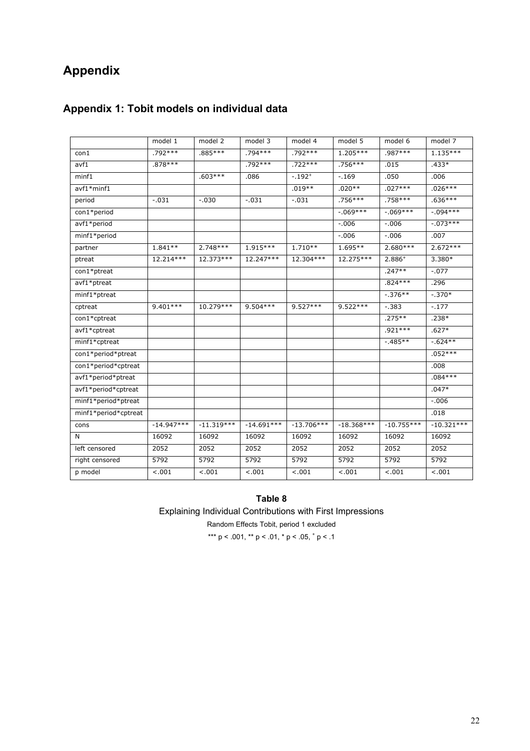# Appendix

## Appendix 1: Tobit models on individual data

| | model 1 | model 2 | model 3 | model 4 | model 5 | model 6 | model 7 |
|---|---|---|---|---|---|---|---|
| con1 | .792*** | .885*** | .794*** | .792*** | 1.205*** | .987*** | 1.135*** |
| avf1 | .878*** | | .792*** | .722*** | .756*** | .015 | .433* |
| minf1 | | .603*** | .086 | -.192⁺ | -.169 | .050 | .006 |
| avf1*minf1 | | | | .019** | .020** | .027*** | .026*** |
| period | -.031 | -.030 | -.031 | -.031 | .756*** | .758*** | .636*** |
| con1*period | | | | | -.069*** | -.069*** | -.094*** |
| avf1*period | | | | | -.006 | -.006 | -.073*** |
| minf1*period | | | | | -.006 | -.006 | .007 |
| partner | 1.841** | 2.748*** | 1.915*** | 1.710** | 1.695** | 2.680*** | 2.672*** |
| ptreat | 12.214*** | 12.373*** | 12.247*** | 12.304*** | 12.275*** | 2.886⁺ | 3.380* |
| con1*ptreat | | | | | | .247** | -.077 |
| avf1*ptreat | | | | | | .824*** | .296 |
| minf1*ptreat | | | | | | -.376** | -.370* |
| cptreat | 9.401*** | 10.279*** | 9.504*** | 9.527*** | 9.522*** | -.383 | -.177 |
| con1*cptreat | | | | | | .275** | .238* |
| avf1*cptreat | | | | | | .921*** | .627* |
| minf1*cptreat | | | | | | -.485** | -.624** |
| con1*period*ptreat | | | | | | | .052*** |
| con1*period*cptreat | | | | | | | .008 |
| avf1*period*ptreat | | | | | | | .084*** |
| avf1*period*cptreat | | | | | | | .047* |
| minf1*period*ptreat | | | | | | | -.006 |
| minf1*period*cptreat | | | | | | | .018 |
| cons | -14.947*** | -11.319*** | -14.691*** | -13.706*** | -18.368*** | -10.755*** | -10.321*** |
| N | 16092 | 16092 | 16092 | 16092 | 16092 | 16092 | 16092 |
| left censored | 2052 | 2052 | 2052 | 2052 | 2052 | 2052 | 2052 |
| right censored | 5792 | 5792 | 5792 | 5792 | 5792 | 5792 | 5792 |
| p model | <.001 | <.001 | <.001 | <.001 | <.001 | <.001 | <.001 |

**Table 8**

Explaining Individual Contributions with First Impressions

Random Effects Tobit, period 1 excluded

*** $p < .001$, ** $p < .01$, * $p < .05$, ⁺ $p < .1$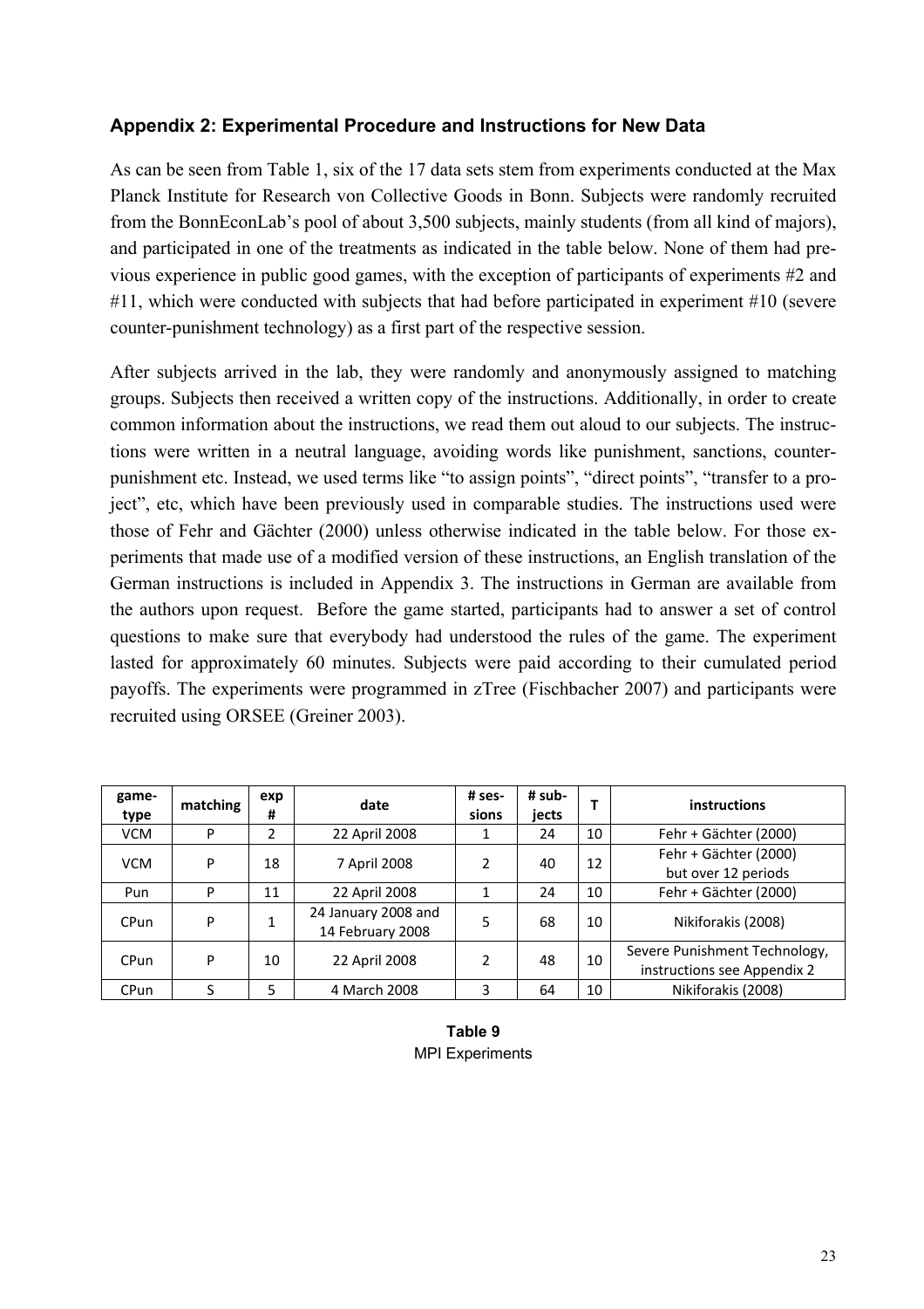## Appendix 2: Experimental Procedure and Instructions for New Data

As can be seen from Table 1, six of the 17 data sets stem from experiments conducted at the Max Planck Institute for Research von Collective Goods in Bonn. Subjects were randomly recruited from the BonnEconLab's pool of about 3,500 subjects, mainly students (from all kind of majors), and participated in one of the treatments as indicated in the table below. None of them had previous experience in public good games, with the exception of participants of experiments #2 and #11, which were conducted with subjects that had before participated in experiment #10 (severe counter-punishment technology) as a first part of the respective session.

After subjects arrived in the lab, they were randomly and anonymously assigned to matching groups. Subjects then received a written copy of the instructions. Additionally, in order to create common information about the instructions, we read them out aloud to our subjects. The instructions were written in a neutral language, avoiding words like punishment, sanctions, counter-punishment etc. Instead, we used terms like "to assign points", "direct points", "transfer to a project", etc, which have been previously used in comparable studies. The instructions used were those of Fehr and Gächter (2000) unless otherwise indicated in the table below. For those experiments that made use of a modified version of these instructions, an English translation of the German instructions is included in Appendix 3. The instructions in German are available from the authors upon request. Before the game started, participants had to answer a set of control questions to make sure that everybody had understood the rules of the game. The experiment lasted for approximately 60 minutes. Subjects were paid according to their cumulated period payoffs. The experiments were programmed in zTree (Fischbacher 2007) and participants were recruited using ORSEE (Greiner 2003).

| game-type | matching | exp # | date | # sessions | # subjects | T | instructions |
|---|---|---|---|---|---|---|---|
| VCM | P | 2 | 22 April 2008 | 1 | 24 | 10 | Fehr + Gächter (2000) |
| VCM | P | 18 | 7 April 2008 | 2 | 40 | 12 | Fehr + Gächter (2000) but over 12 periods |
| Pun | P | 11 | 22 April 2008 | 1 | 24 | 10 | Fehr + Gächter (2000) |
| CPun | P | 1 | 24 January 2008 and 14 February 2008 | 5 | 68 | 10 | Nikiforakis (2008) |
| CPun | P | 10 | 22 April 2008 | 2 | 48 | 10 | Severe Punishment Technology, instructions see Appendix 2 |
| CPun | S | 5 | 4 March 2008 | 3 | 64 | 10 | Nikiforakis (2008) |

**Table 9**
MPI Experiments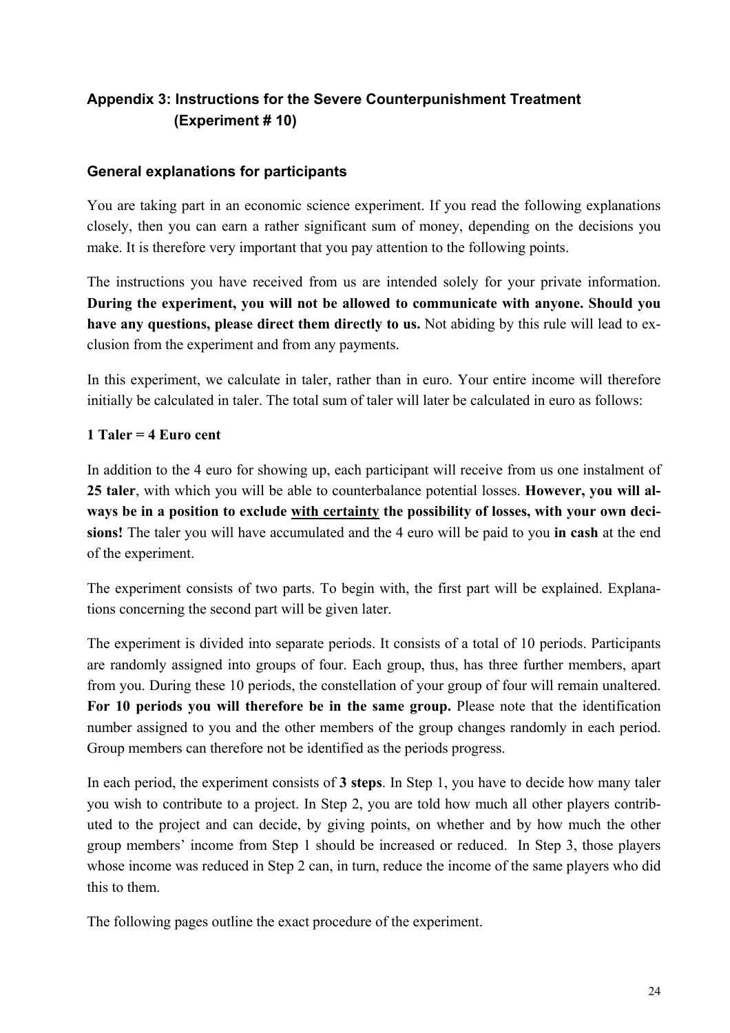## Appendix 3: Instructions for the Severe Counterpunishment Treatment (Experiment # 10)

### General explanations for participants

You are taking part in an economic science experiment. If you read the following explanations closely, then you can earn a rather significant sum of money, depending on the decisions you make. It is therefore very important that you pay attention to the following points.

The instructions you have received from us are intended solely for your private information. **During the experiment, you will not be allowed to communicate with anyone. Should you have any questions, please direct them directly to us.** Not abiding by this rule will lead to exclusion from the experiment and from any payments.

In this experiment, we calculate in taler, rather than in euro. Your entire income will therefore initially be calculated in taler. The total sum of taler will later be calculated in euro as follows:

**1 Taler = 4 Euro cent**

In addition to the 4 euro for showing up, each participant will receive from us one instalment of **25 taler**, with which you will be able to counterbalance potential losses. **However, you will always be in a position to exclude <u>with certainty</u> the possibility of losses, with your own decisions!** The taler you will have accumulated and the 4 euro will be paid to you **in cash** at the end of the experiment.

The experiment consists of two parts. To begin with, the first part will be explained. Explanations concerning the second part will be given later.

The experiment is divided into separate periods. It consists of a total of 10 periods. Participants are randomly assigned into groups of four. Each group, thus, has three further members, apart from you. During these 10 periods, the constellation of your group of four will remain unaltered. **For 10 periods you will therefore be in the same group.** Please note that the identification number assigned to you and the other members of the group changes randomly in each period. Group members can therefore not be identified as the periods progress.

In each period, the experiment consists of **3 steps**. In Step 1, you have to decide how many taler you wish to contribute to a project. In Step 2, you are told how much all other players contributed to the project and can decide, by giving points, on whether and by how much the other group members' income from Step 1 should be increased or reduced. In Step 3, those players whose income was reduced in Step 2 can, in turn, reduce the income of the same players who did this to them.

The following pages outline the exact procedure of the experiment.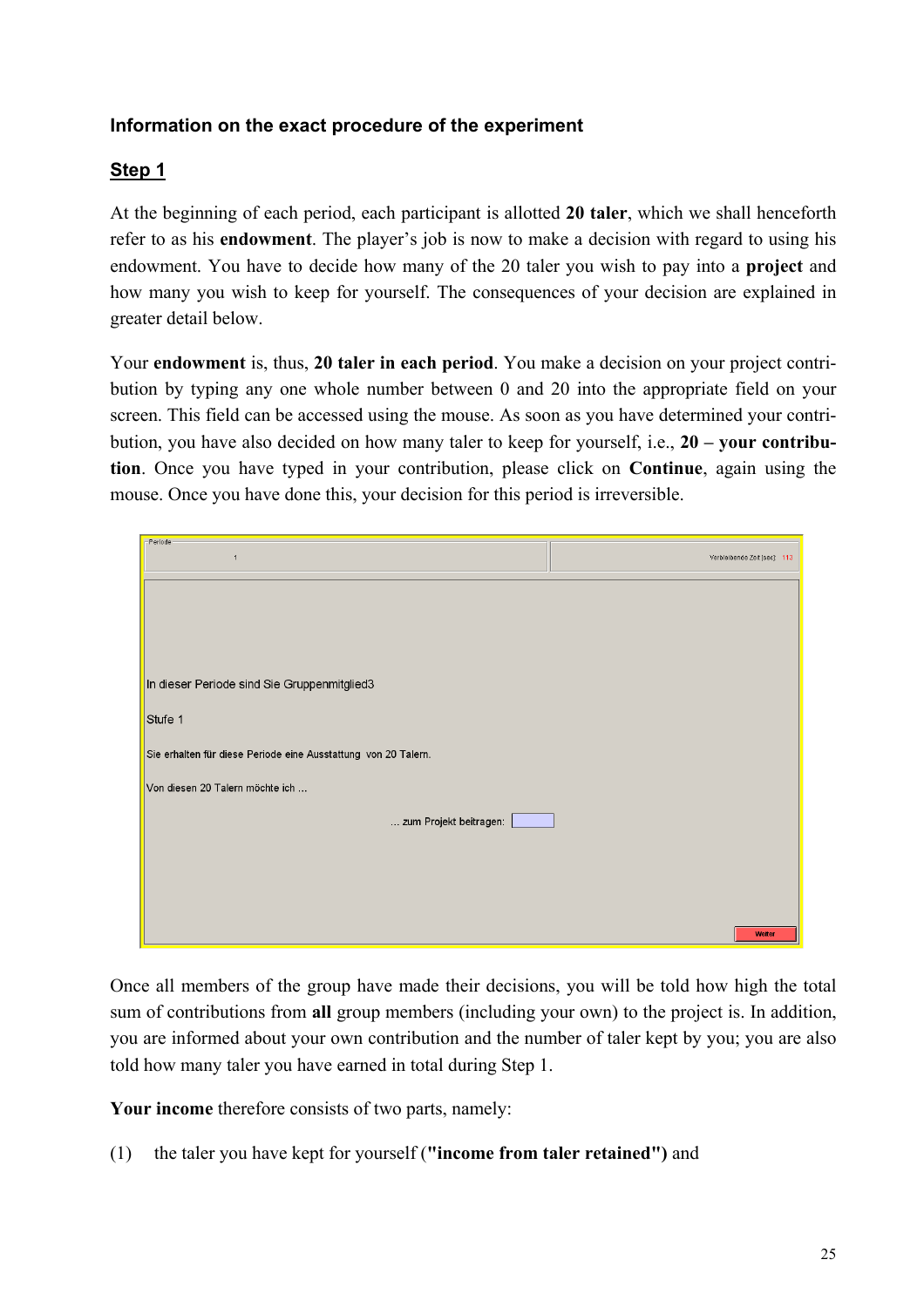**Information on the exact procedure of the experiment**

**Step 1**

At the beginning of each period, each participant is allotted **20 taler**, which we shall henceforth refer to as his **endowment**. The player's job is now to make a decision with regard to using his endowment. You have to decide how many of the 20 taler you wish to pay into a **project** and how many you wish to keep for yourself. The consequences of your decision are explained in greater detail below.

Your **endowment** is, thus, **20 taler in each period**. You make a decision on your project contribution by typing any one whole number between 0 and 20 into the appropriate field on your screen. This field can be accessed using the mouse. As soon as you have determined your contribution, you have also decided on how many taler to keep for yourself, i.e., **20 – your contribution**. Once you have typed in your contribution, please click on **Continue**, again using the mouse. Once you have done this, your decision for this period is irreversible.

Periode

1

Verbleibende Zeit [sec]: 113

In dieser Periode sind Sie Gruppenmitglied3

Stufe 1

Sie erhalten für diese Periode eine Ausstattung von 20 Talern.

Von diesen 20 Talern möchte ich ...

... zum Projekt beitragen:

Weiter

Once all members of the group have made their decisions, you will be told how high the total sum of contributions from **all** group members (including your own) to the project is. In addition, you are informed about your own contribution and the number of taler kept by you; you are also told how many taler you have earned in total during Step 1.

**Your income** therefore consists of two parts, namely:

(1) the taler you have kept for yourself (**"income from taler retained")** and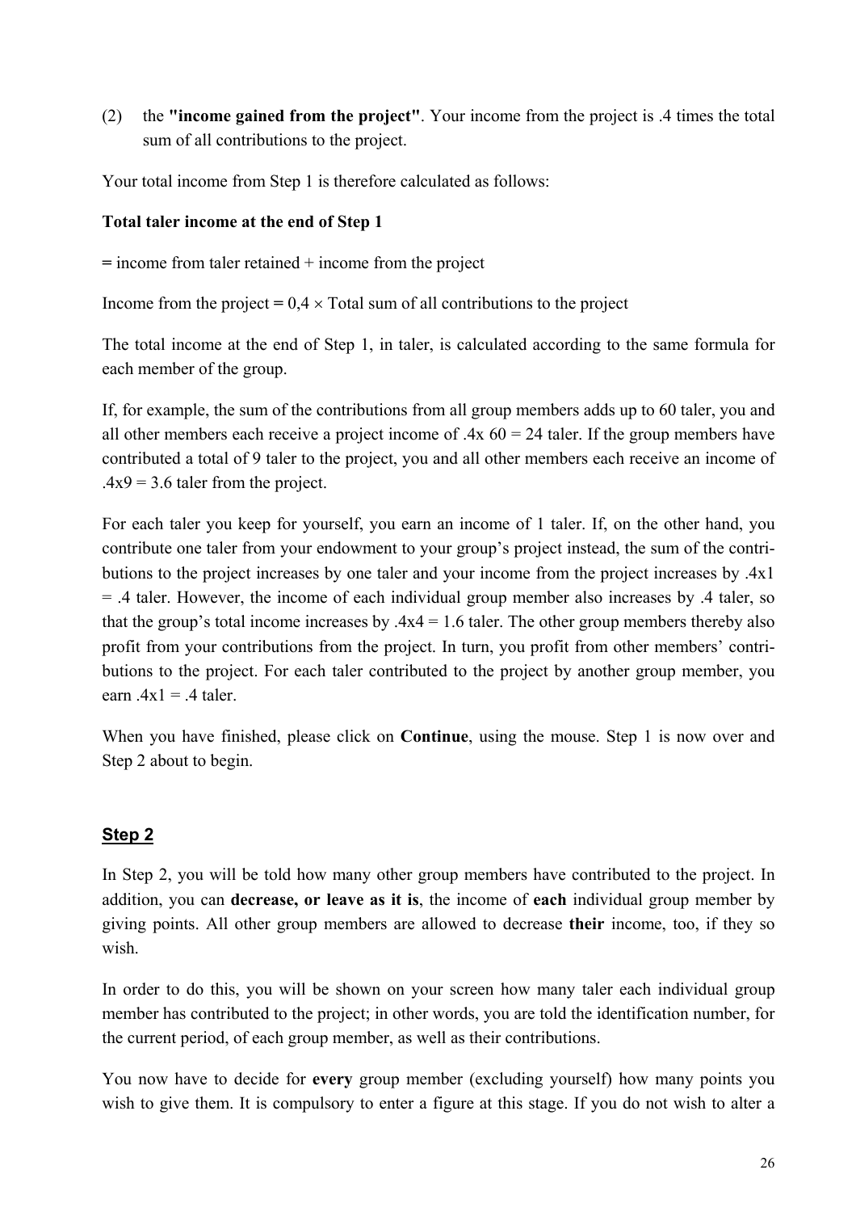(2) the **"income gained from the project"**. Your income from the project is .4 times the total sum of all contributions to the project.

Your total income from Step 1 is therefore calculated as follows:

**Total taler income at the end of Step 1**

**=** income from taler retained + income from the project

Income from the project **=** 0,4 × Total sum of all contributions to the project

The total income at the end of Step 1, in taler, is calculated according to the same formula for each member of the group.

If, for example, the sum of the contributions from all group members adds up to 60 taler, you and all other members each receive a project income of .4x 60 = 24 taler. If the group members have contributed a total of 9 taler to the project, you and all other members each receive an income of .4x9 = 3.6 taler from the project.

For each taler you keep for yourself, you earn an income of 1 taler. If, on the other hand, you contribute one taler from your endowment to your group's project instead, the sum of the contributions to the project increases by one taler and your income from the project increases by .4x1 = .4 taler. However, the income of each individual group member also increases by .4 taler, so that the group's total income increases by .4x4 = 1.6 taler. The other group members thereby also profit from your contributions from the project. In turn, you profit from other members' contributions to the project. For each taler contributed to the project by another group member, you earn .4x1 = .4 taler.

When you have finished, please click on **Continue**, using the mouse. Step 1 is now over and Step 2 about to begin.

## Step 2

In Step 2, you will be told how many other group members have contributed to the project. In addition, you can **decrease, or leave as it is**, the income of **each** individual group member by giving points. All other group members are allowed to decrease **their** income, too, if they so wish.

In order to do this, you will be shown on your screen how many taler each individual group member has contributed to the project; in other words, you are told the identification number, for the current period, of each group member, as well as their contributions.

You now have to decide for **every** group member (excluding yourself) how many points you wish to give them. It is compulsory to enter a figure at this stage. If you do not wish to alter a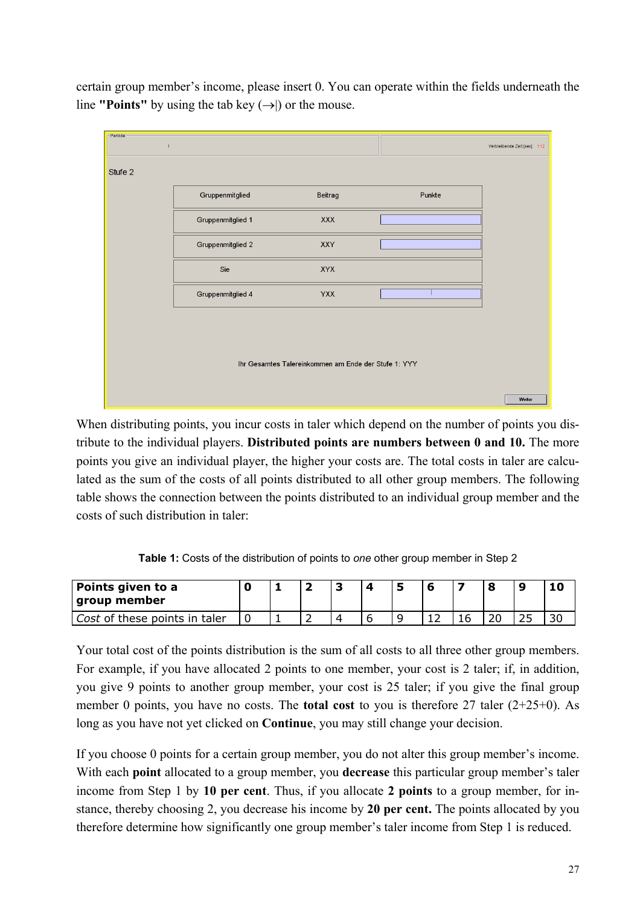certain group member's income, please insert 0. You can operate within the fields underneath the line **"Points"** by using the tab key (→|) or the mouse.

Periode 1 | Verbleibende Zeit [sec]: 112

Stufe 2

| Gruppenmitglied | Beitrag | Punkte |
|---|---|---|
| Gruppenmitglied 1 | XXX | |
| Gruppenmitglied 2 | XXY | |
| Sie | XYX | |
| Gruppenmitglied 4 | YXX | |

Ihr Gesamtes Talereinkommen am Ende der Stufe 1: YYY

Weiter

When distributing points, you incur costs in taler which depend on the number of points you distribute to the individual players. **Distributed points are numbers between 0 and 10.** The more points you give an individual player, the higher your costs are. The total costs in taler are calculated as the sum of the costs of all points distributed to all other group members. The following table shows the connection between the points distributed to an individual group member and the costs of such distribution in taler:

**Table 1:** Costs of the distribution of points to *one* other group member in Step 2

| **Points given to a group member** | **0** | **1** | **2** | **3** | **4** | **5** | **6** | **7** | **8** | **9** | **10** |
|---|---|---|---|---|---|---|---|---|---|---|---|
| *Cost* of these points in taler | 0 | 1 | 2 | 4 | 6 | 9 | 12 | 16 | 20 | 25 | 30 |

Your total cost of the points distribution is the sum of all costs to all three other group members. For example, if you have allocated 2 points to one member, your cost is 2 taler; if, in addition, you give 9 points to another group member, your cost is 25 taler; if you give the final group member 0 points, you have no costs. The **total cost** to you is therefore 27 taler (2+25+0). As long as you have not yet clicked on **Continue**, you may still change your decision.

If you choose 0 points for a certain group member, you do not alter this group member's income. With each **point** allocated to a group member, you **decrease** this particular group member's taler income from Step 1 by **10 per cent**. Thus, if you allocate **2 points** to a group member, for instance, thereby choosing 2, you decrease his income by **20 per cent.** The points allocated by you therefore determine how significantly one group member's taler income from Step 1 is reduced.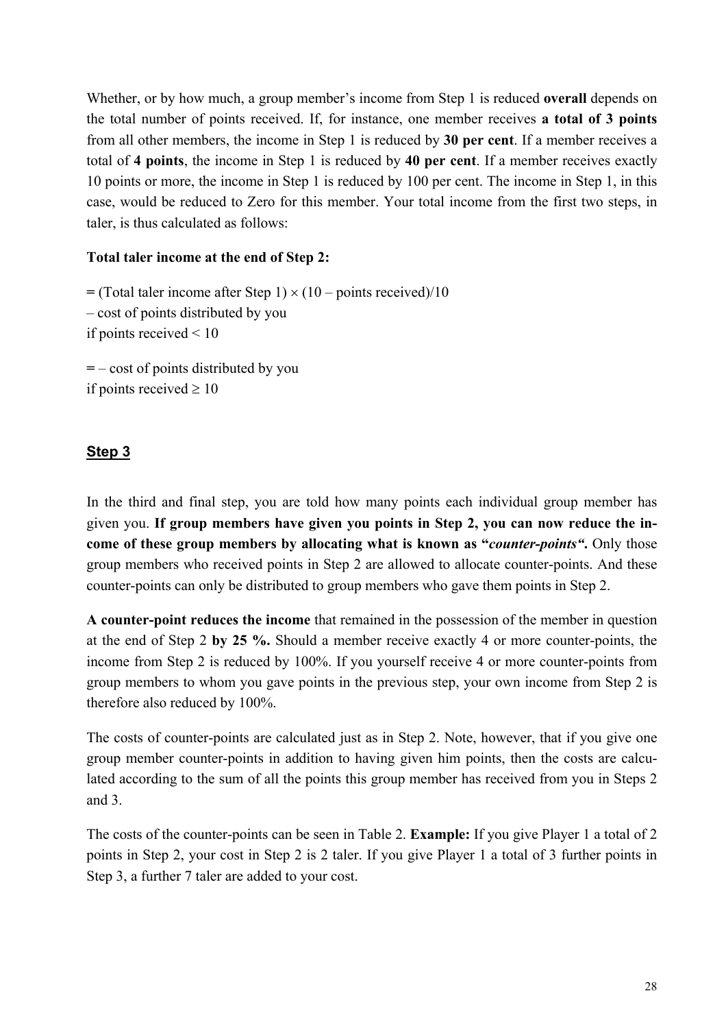Whether, or by how much, a group member's income from Step 1 is reduced **overall** depends on the total number of points received. If, for instance, one member receives **a total of 3 points** from all other members, the income in Step 1 is reduced by **30 per cent**. If a member receives a total of **4 points**, the income in Step 1 is reduced by **40 per cent**. If a member receives exactly 10 points or more, the income in Step 1 is reduced by 100 per cent. The income in Step 1, in this case, would be reduced to Zero for this member. Your total income from the first two steps, in taler, is thus calculated as follows:

**Total taler income at the end of Step 2:**

**=** (Total taler income after Step 1) $\times$ (10 – points received)/10
– cost of points distributed by you
if points received < 10

**=** – cost of points distributed by you
if points received $\geq$ 10

## Step 3

In the third and final step, you are told how many points each individual group member has given you. **If group members have given you points in Step 2, you can now reduce the income of these group members by allocating what is known as "*counter-points*".** Only those group members who received points in Step 2 are allowed to allocate counter-points. And these counter-points can only be distributed to group members who gave them points in Step 2.

**A counter-point reduces the income** that remained in the possession of the member in question at the end of Step 2 **by 25 %.** Should a member receive exactly 4 or more counter-points, the income from Step 2 is reduced by 100%. If you yourself receive 4 or more counter-points from group members to whom you gave points in the previous step, your own income from Step 2 is therefore also reduced by 100%.

The costs of counter-points are calculated just as in Step 2. Note, however, that if you give one group member counter-points in addition to having given him points, then the costs are calculated according to the sum of all the points this group member has received from you in Steps 2 and 3.

The costs of the counter-points can be seen in Table 2. **Example:** If you give Player 1 a total of 2 points in Step 2, your cost in Step 2 is 2 taler. If you give Player 1 a total of 3 further points in Step 3, a further 7 taler are added to your cost.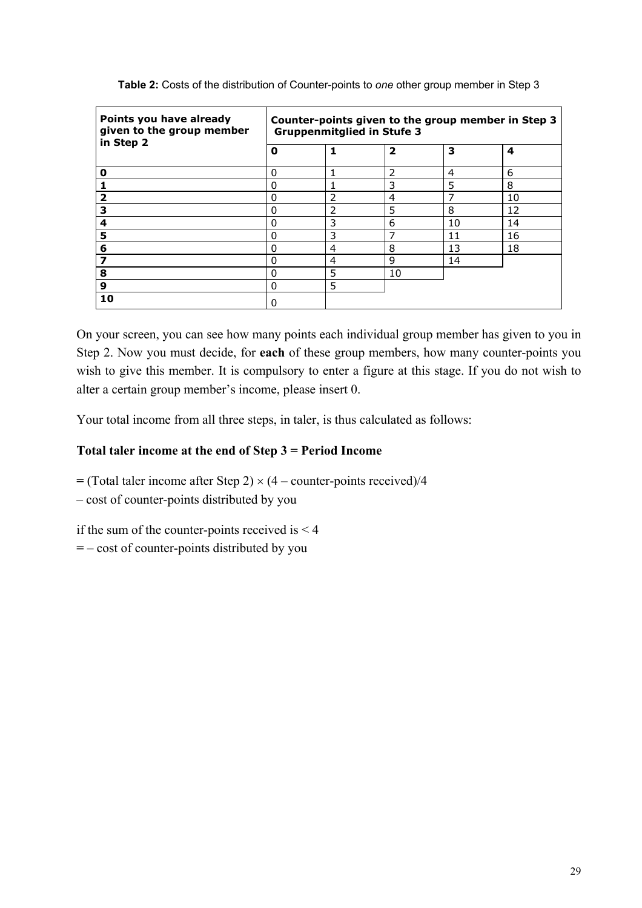**Table 2:** Costs of the distribution of Counter-points to *one* other group member in Step 3

| Points you have already given to the group member in Step 2 | Counter-points given to the group member in Step 3 Gruppenmitglied in Stufe 3 | | | | |
|---|---|---|---|---|---|
| | **0** | **1** | **2** | **3** | **4** |
| **0** | 0 | 1 | 2 | 4 | 6 |
| **1** | 0 | 1 | 3 | 5 | 8 |
| **2** | 0 | 2 | 4 | 7 | 10 |
| **3** | 0 | 2 | 5 | 8 | 12 |
| **4** | 0 | 3 | 6 | 10 | 14 |
| **5** | 0 | 3 | 7 | 11 | 16 |
| **6** | 0 | 4 | 8 | 13 | 18 |
| **7** | 0 | 4 | 9 | 14 | |
| **8** | 0 | 5 | 10 | | |
| **9** | 0 | 5 | | | |
| **10** | 0 | | | | |

On your screen, you can see how many points each individual group member has given to you in Step 2. Now you must decide, for **each** of these group members, how many counter-points you wish to give this member. It is compulsory to enter a figure at this stage. If you do not wish to alter a certain group member's income, please insert 0.

Your total income from all three steps, in taler, is thus calculated as follows:

**Total taler income at the end of Step 3 = Period Income**

= (Total taler income after Step 2) $\times$ (4 – counter-points received)/4
– cost of counter-points distributed by you

if the sum of the counter-points received is < 4
= – cost of counter-points distributed by you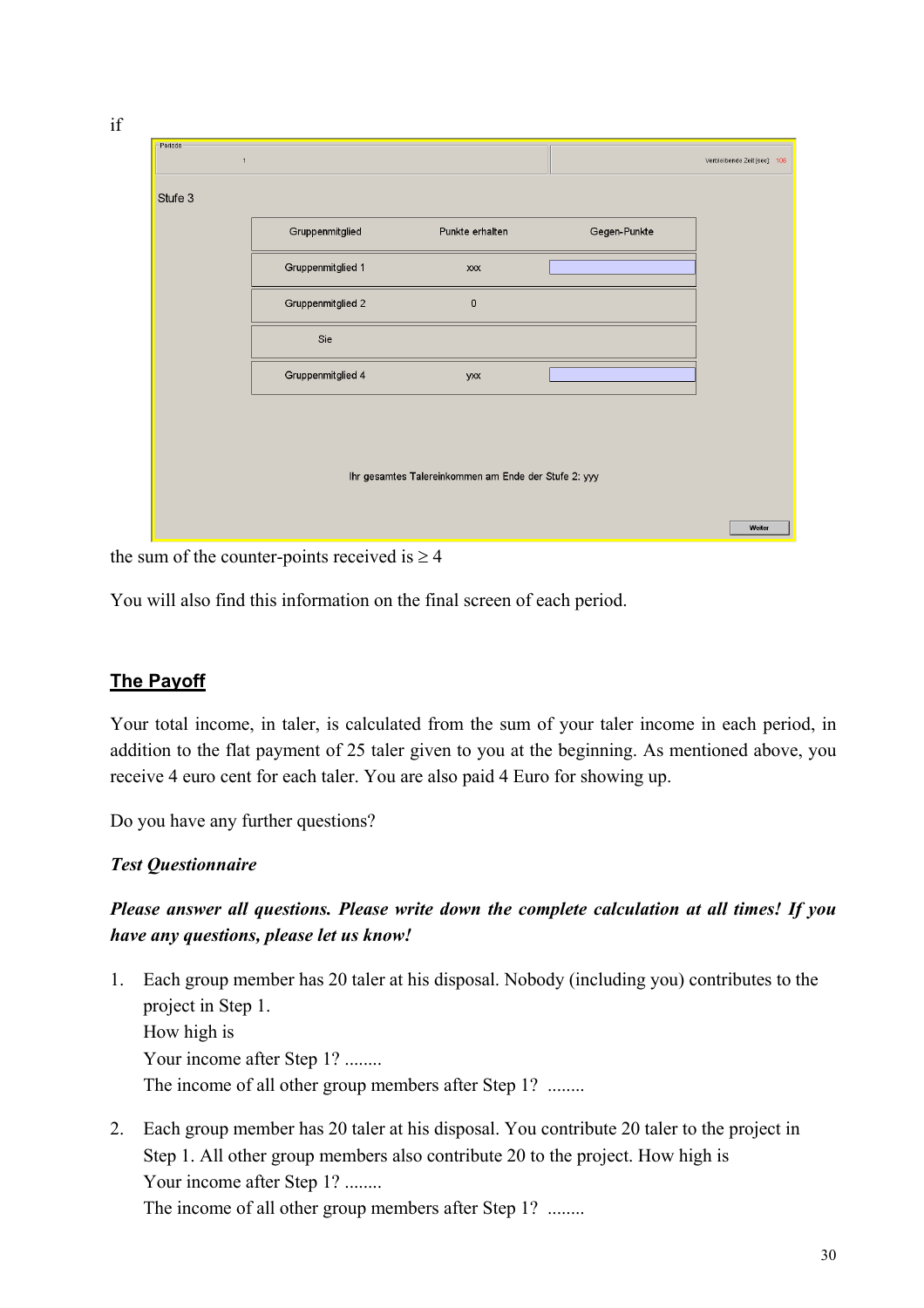if

Periode 1 | Verbleibende Zeit [sec]: 108

Stufe 3

| Gruppenmitglied | Punkte erhalten | Gegen-Punkte |
|---|---|---|
| Gruppenmitglied 1 | xxx | |
| Gruppenmitglied 2 | 0 | |
| Sie | | |
| Gruppenmitglied 4 | yxx | |

Ihr gesamtes Talereinkommen am Ende der Stufe 2: yyy

Weiter

the sum of the counter-points received is ≥ 4

You will also find this information on the final screen of each period.

## The Payoff

Your total income, in taler, is calculated from the sum of your taler income in each period, in addition to the flat payment of 25 taler given to you at the beginning. As mentioned above, you receive 4 euro cent for each taler. You are also paid 4 Euro for showing up.

Do you have any further questions?

***Test Questionnaire***

***Please answer all questions. Please write down the complete calculation at all times! If you have any questions, please let us know!***

1. Each group member has 20 taler at his disposal. Nobody (including you) contributes to the project in Step 1.
   How high is
   Your income after Step 1? ........
   The income of all other group members after Step 1? ........

2. Each group member has 20 taler at his disposal. You contribute 20 taler to the project in Step 1. All other group members also contribute 20 to the project. How high is
   Your income after Step 1? ........
   The income of all other group members after Step 1? ........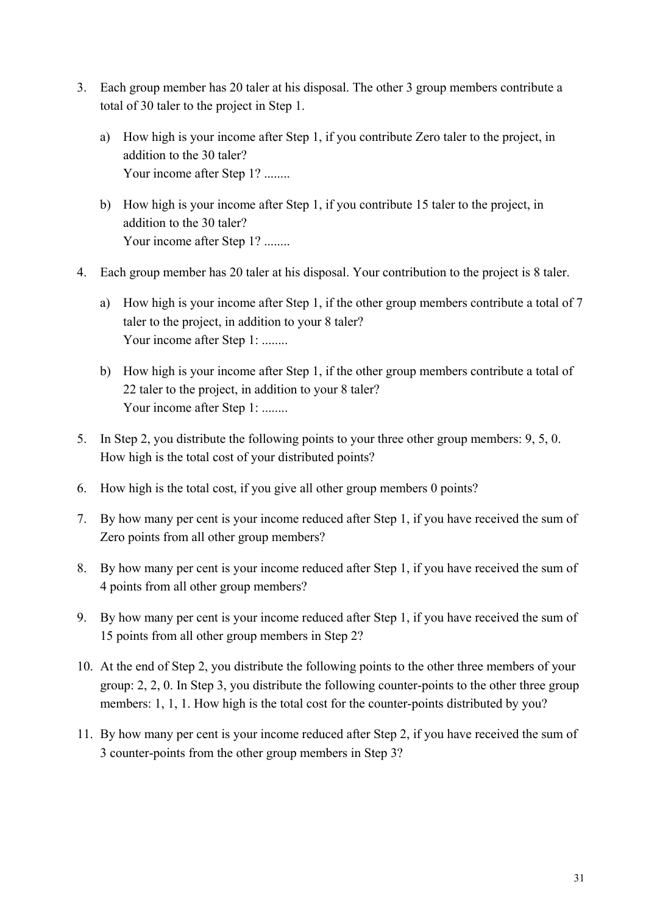3. Each group member has 20 taler at his disposal. The other 3 group members contribute a total of 30 taler to the project in Step 1.

   a) How high is your income after Step 1, if you contribute Zero taler to the project, in addition to the 30 taler?
      Your income after Step 1? ........

   b) How high is your income after Step 1, if you contribute 15 taler to the project, in addition to the 30 taler?
      Your income after Step 1? ........

4. Each group member has 20 taler at his disposal. Your contribution to the project is 8 taler.

   a) How high is your income after Step 1, if the other group members contribute a total of 7 taler to the project, in addition to your 8 taler?
      Your income after Step 1: ........

   b) How high is your income after Step 1, if the other group members contribute a total of 22 taler to the project, in addition to your 8 taler?
      Your income after Step 1: ........

5. In Step 2, you distribute the following points to your three other group members: 9, 5, 0. How high is the total cost of your distributed points?

6. How high is the total cost, if you give all other group members 0 points?

7. By how many per cent is your income reduced after Step 1, if you have received the sum of Zero points from all other group members?

8. By how many per cent is your income reduced after Step 1, if you have received the sum of 4 points from all other group members?

9. By how many per cent is your income reduced after Step 1, if you have received the sum of 15 points from all other group members in Step 2?

10. At the end of Step 2, you distribute the following points to the other three members of your group: 2, 2, 0. In Step 3, you distribute the following counter-points to the other three group members: 1, 1, 1. How high is the total cost for the counter-points distributed by you?

11. By how many per cent is your income reduced after Step 2, if you have received the sum of 3 counter-points from the other group members in Step 3?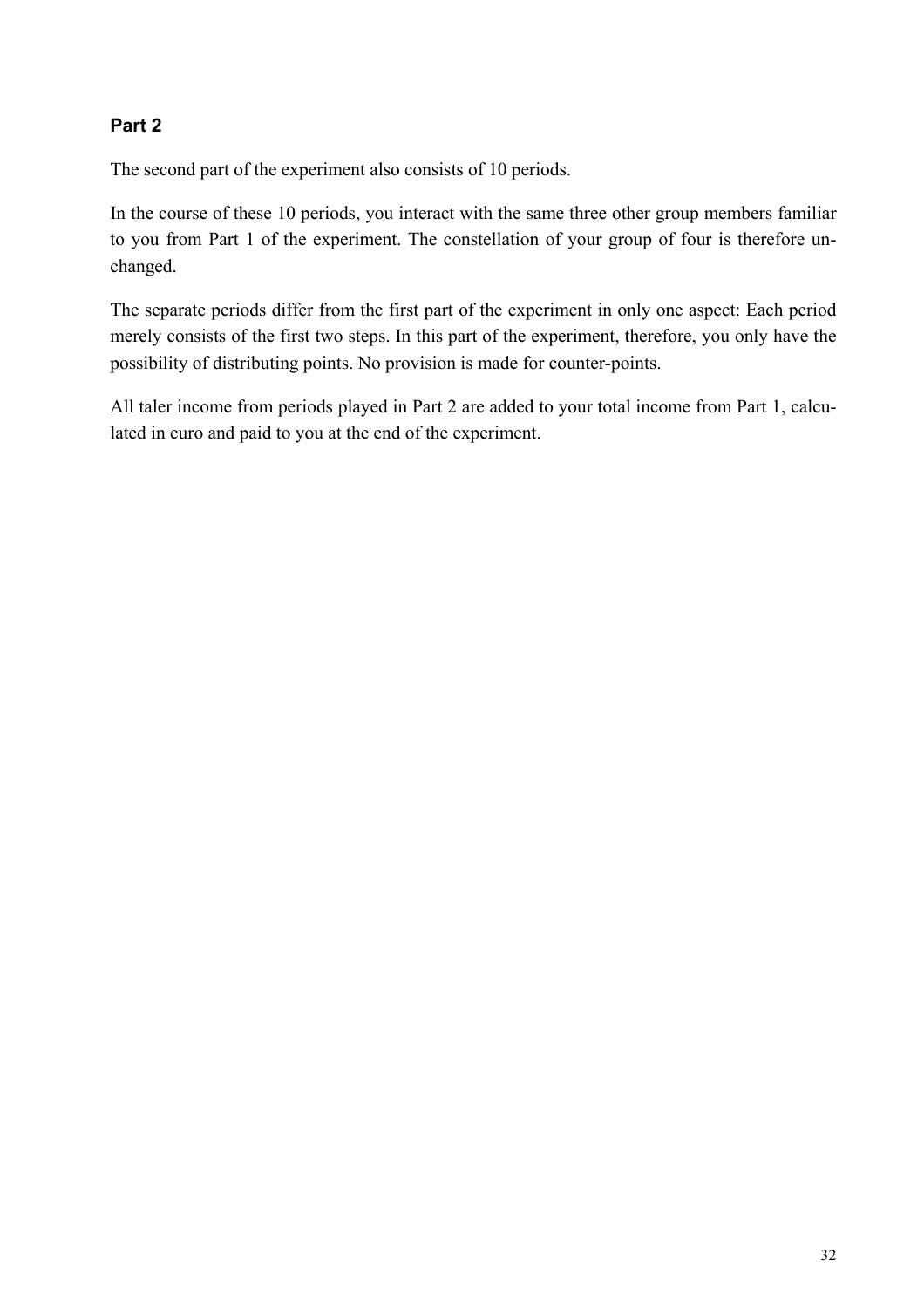## Part 2

The second part of the experiment also consists of 10 periods.

In the course of these 10 periods, you interact with the same three other group members familiar to you from Part 1 of the experiment. The constellation of your group of four is therefore unchanged.

The separate periods differ from the first part of the experiment in only one aspect: Each period merely consists of the first two steps. In this part of the experiment, therefore, you only have the possibility of distributing points. No provision is made for counter-points.

All taler income from periods played in Part 2 are added to your total income from Part 1, calculated in euro and paid to you at the end of the experiment.